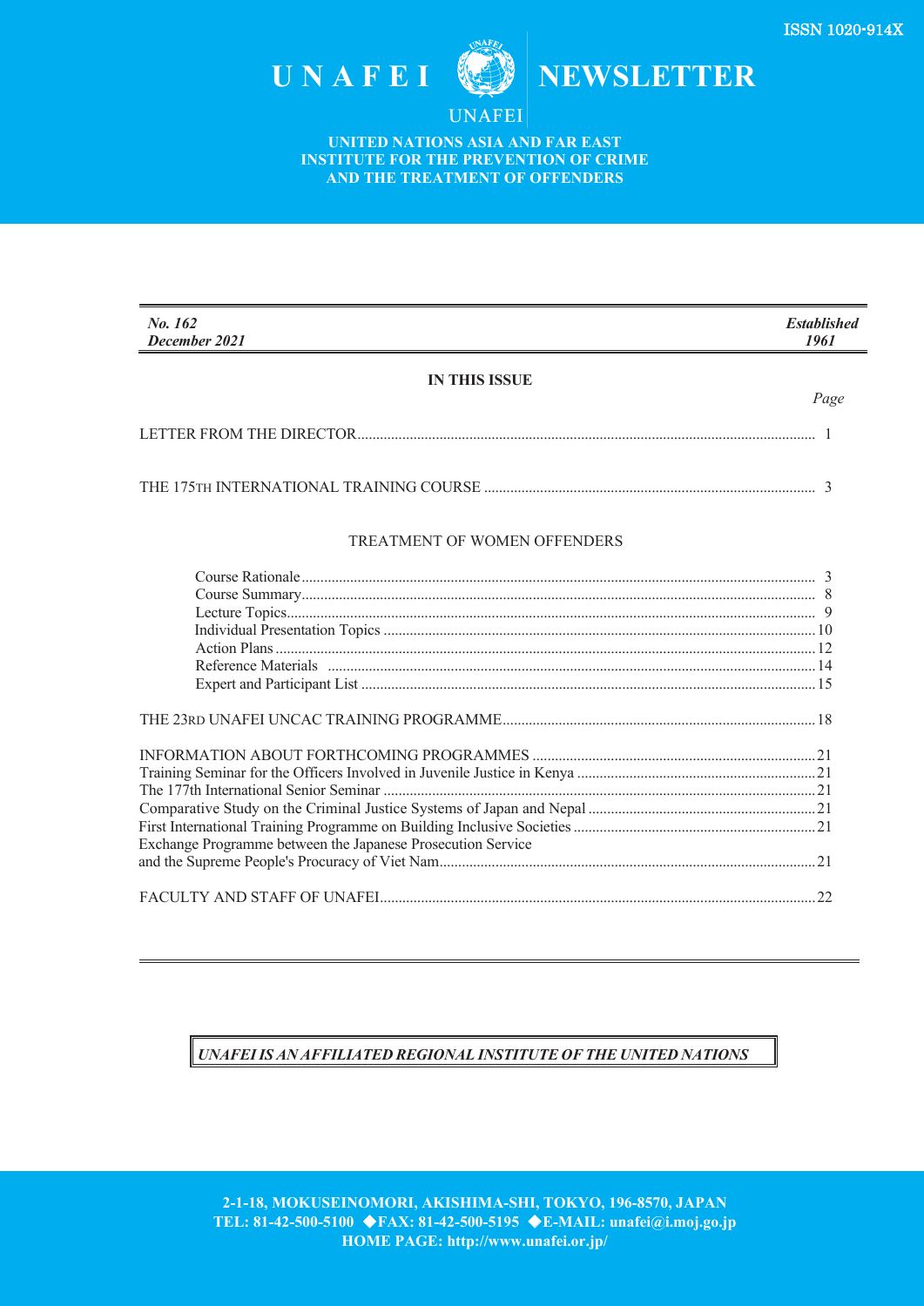ISSN 1020-914X

# UNAFEI NEWSLETTER

UNAFEI

**UNITED NATIONS ASIA AND FAR EAST INSTITUTE FOR THE PREVENTION OF CRIME AND THE TREATMENT OF OFFENDERS**

| *No. 162* *December 2021* | *Established 1961* |
|---|---|

**IN THIS ISSUE**

| | *Page* |
|---|---|
| LETTER FROM THE DIRECTOR | 1 |
| THE 175TH INTERNATIONAL TRAINING COURSE | 3 |
| TREATMENT OF WOMEN OFFENDERS | |
| Course Rationale | 3 |
| Course Summary | 8 |
| Lecture Topics | 9 |
| Individual Presentation Topics | 10 |
| Action Plans | 12 |
| Reference Materials | 14 |
| Expert and Participant List | 15 |
| THE 23RD UNAFEI UNCAC TRAINING PROGRAMME | 18 |
| INFORMATION ABOUT FORTHCOMING PROGRAMMES | 21 |
| Training Seminar for the Officers Involved in Juvenile Justice in Kenya | 21 |
| The 177th International Senior Seminar | 21 |
| Comparative Study on the Criminal Justice Systems of Japan and Nepal | 21 |
| First International Training Programme on Building Inclusive Societies | 21 |
| Exchange Programme between the Japanese Prosecution Service and the Supreme People's Procuracy of Viet Nam | 21 |
| FACULTY AND STAFF OF UNAFEI | 22 |

***UNAFEI IS AN AFFILIATED REGIONAL INSTITUTE OF THE UNITED NATIONS***

**2-1-18, MOKUSEINOMORI, AKISHIMA-SHI, TOKYO, 196-8570, JAPAN**
**TEL: 81-42-500-5100 ◆FAX: 81-42-500-5195 ◆E-MAIL: unafei@i.moj.go.jp**
**HOME PAGE: http://www.unafei.or.jp/**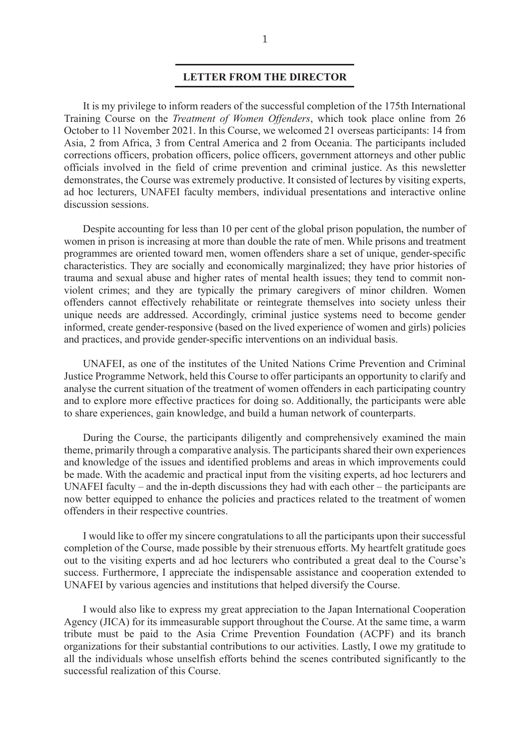## LETTER FROM THE DIRECTOR

It is my privilege to inform readers of the successful completion of the 175th International Training Course on the *Treatment of Women Offenders*, which took place online from 26 October to 11 November 2021. In this Course, we welcomed 21 overseas participants: 14 from Asia, 2 from Africa, 3 from Central America and 2 from Oceania. The participants included corrections officers, probation officers, police officers, government attorneys and other public officials involved in the field of crime prevention and criminal justice. As this newsletter demonstrates, the Course was extremely productive. It consisted of lectures by visiting experts, ad hoc lecturers, UNAFEI faculty members, individual presentations and interactive online discussion sessions.

Despite accounting for less than 10 per cent of the global prison population, the number of women in prison is increasing at more than double the rate of men. While prisons and treatment programmes are oriented toward men, women offenders share a set of unique, gender-specific characteristics. They are socially and economically marginalized; they have prior histories of trauma and sexual abuse and higher rates of mental health issues; they tend to commit non-violent crimes; and they are typically the primary caregivers of minor children. Women offenders cannot effectively rehabilitate or reintegrate themselves into society unless their unique needs are addressed. Accordingly, criminal justice systems need to become gender informed, create gender-responsive (based on the lived experience of women and girls) policies and practices, and provide gender-specific interventions on an individual basis.

UNAFEI, as one of the institutes of the United Nations Crime Prevention and Criminal Justice Programme Network, held this Course to offer participants an opportunity to clarify and analyse the current situation of the treatment of women offenders in each participating country and to explore more effective practices for doing so. Additionally, the participants were able to share experiences, gain knowledge, and build a human network of counterparts.

During the Course, the participants diligently and comprehensively examined the main theme, primarily through a comparative analysis. The participants shared their own experiences and knowledge of the issues and identified problems and areas in which improvements could be made. With the academic and practical input from the visiting experts, ad hoc lecturers and UNAFEI faculty – and the in-depth discussions they had with each other – the participants are now better equipped to enhance the policies and practices related to the treatment of women offenders in their respective countries.

I would like to offer my sincere congratulations to all the participants upon their successful completion of the Course, made possible by their strenuous efforts. My heartfelt gratitude goes out to the visiting experts and ad hoc lecturers who contributed a great deal to the Course's success. Furthermore, I appreciate the indispensable assistance and cooperation extended to UNAFEI by various agencies and institutions that helped diversify the Course.

I would also like to express my great appreciation to the Japan International Cooperation Agency (JICA) for its immeasurable support throughout the Course. At the same time, a warm tribute must be paid to the Asia Crime Prevention Foundation (ACPF) and its branch organizations for their substantial contributions to our activities. Lastly, I owe my gratitude to all the individuals whose unselfish efforts behind the scenes contributed significantly to the successful realization of this Course.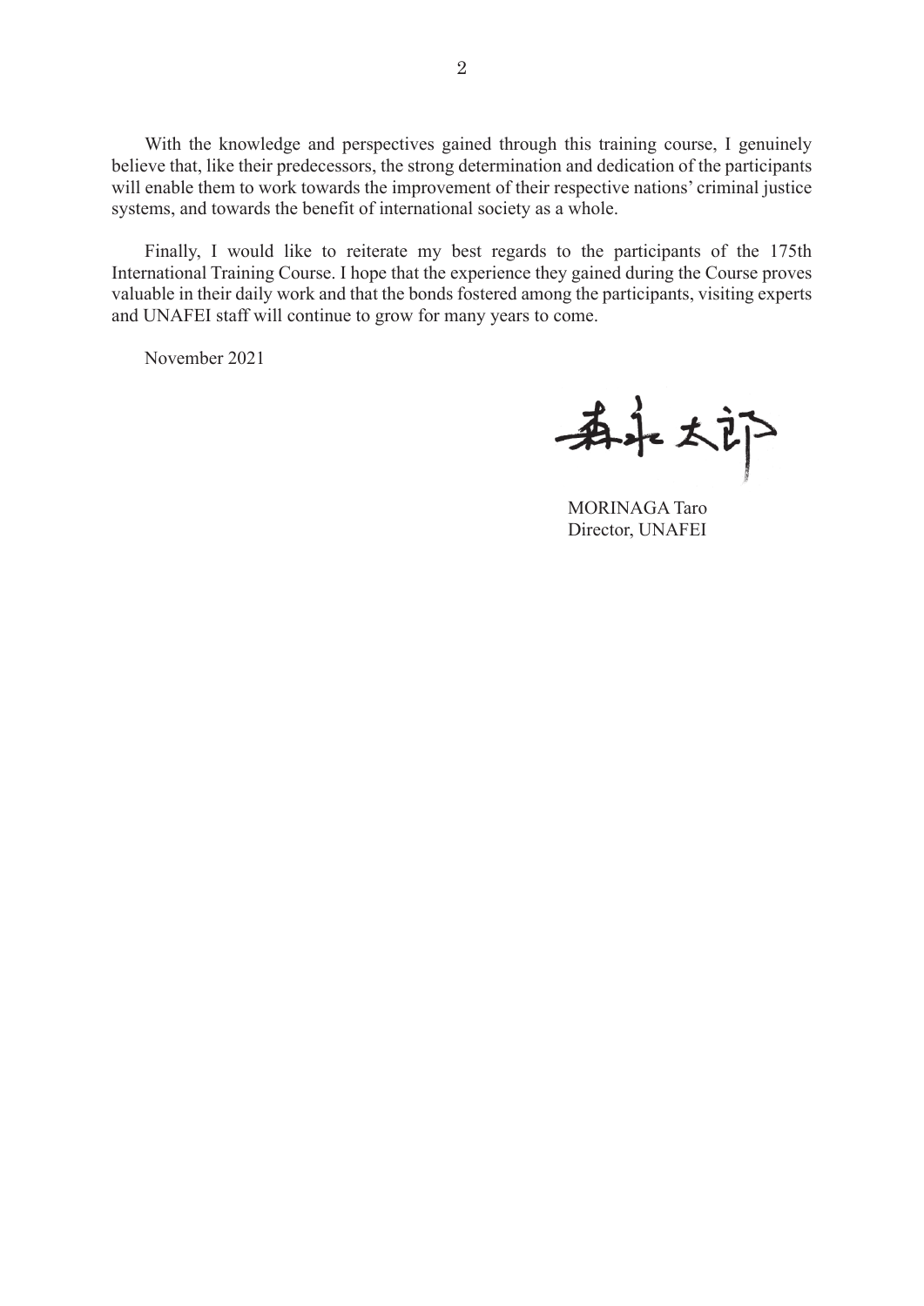With the knowledge and perspectives gained through this training course, I genuinely believe that, like their predecessors, the strong determination and dedication of the participants will enable them to work towards the improvement of their respective nations' criminal justice systems, and towards the benefit of international society as a whole.

Finally, I would like to reiterate my best regards to the participants of the 175th International Training Course. I hope that the experience they gained during the Course proves valuable in their daily work and that the bonds fostered among the participants, visiting experts and UNAFEI staff will continue to grow for many years to come.

November 2021

森永太郎

MORINAGA Taro
Director, UNAFEI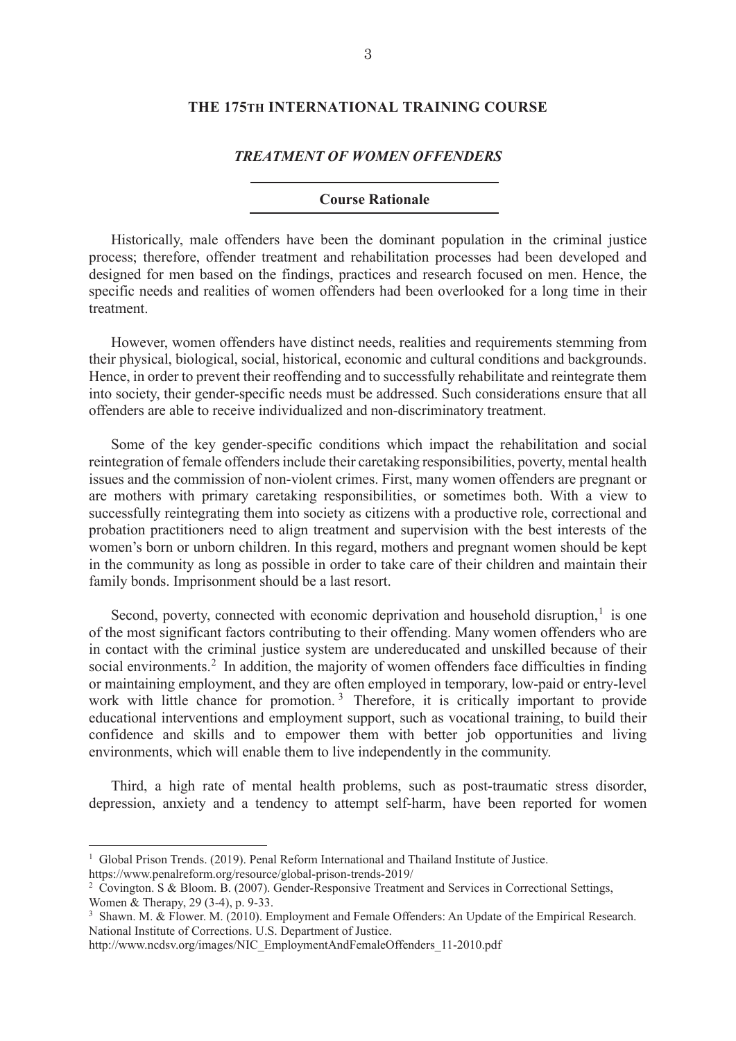## THE 175TH INTERNATIONAL TRAINING COURSE

### *TREATMENT OF WOMEN OFFENDERS*

#### Course Rationale

Historically, male offenders have been the dominant population in the criminal justice process; therefore, offender treatment and rehabilitation processes had been developed and designed for men based on the findings, practices and research focused on men. Hence, the specific needs and realities of women offenders had been overlooked for a long time in their treatment.

However, women offenders have distinct needs, realities and requirements stemming from their physical, biological, social, historical, economic and cultural conditions and backgrounds. Hence, in order to prevent their reoffending and to successfully rehabilitate and reintegrate them into society, their gender-specific needs must be addressed. Such considerations ensure that all offenders are able to receive individualized and non-discriminatory treatment.

Some of the key gender-specific conditions which impact the rehabilitation and social reintegration of female offenders include their caretaking responsibilities, poverty, mental health issues and the commission of non-violent crimes. First, many women offenders are pregnant or are mothers with primary caretaking responsibilities, or sometimes both. With a view to successfully reintegrating them into society as citizens with a productive role, correctional and probation practitioners need to align treatment and supervision with the best interests of the women's born or unborn children. In this regard, mothers and pregnant women should be kept in the community as long as possible in order to take care of their children and maintain their family bonds. Imprisonment should be a last resort.

Second, poverty, connected with economic deprivation and household disruption,[1] is one of the most significant factors contributing to their offending. Many women offenders who are in contact with the criminal justice system are undereducated and unskilled because of their social environments.[2] In addition, the majority of women offenders face difficulties in finding or maintaining employment, and they are often employed in temporary, low-paid or entry-level work with little chance for promotion.[3] Therefore, it is critically important to provide educational interventions and employment support, such as vocational training, to build their confidence and skills and to empower them with better job opportunities and living environments, which will enable them to live independently in the community.

Third, a high rate of mental health problems, such as post-traumatic stress disorder, depression, anxiety and a tendency to attempt self-harm, have been reported for women

---

[1] Global Prison Trends. (2019). Penal Reform International and Thailand Institute of Justice. https://www.penalreform.org/resource/global-prison-trends-2019/

[2] Covington. S & Bloom. B. (2007). Gender-Responsive Treatment and Services in Correctional Settings, Women & Therapy, 29 (3-4), p. 9-33.

[3] Shawn. M. & Flower. M. (2010). Employment and Female Offenders: An Update of the Empirical Research. National Institute of Corrections. U.S. Department of Justice. http://www.ncdsv.org/images/NIC_EmploymentAndFemaleOffenders_11-2010.pdf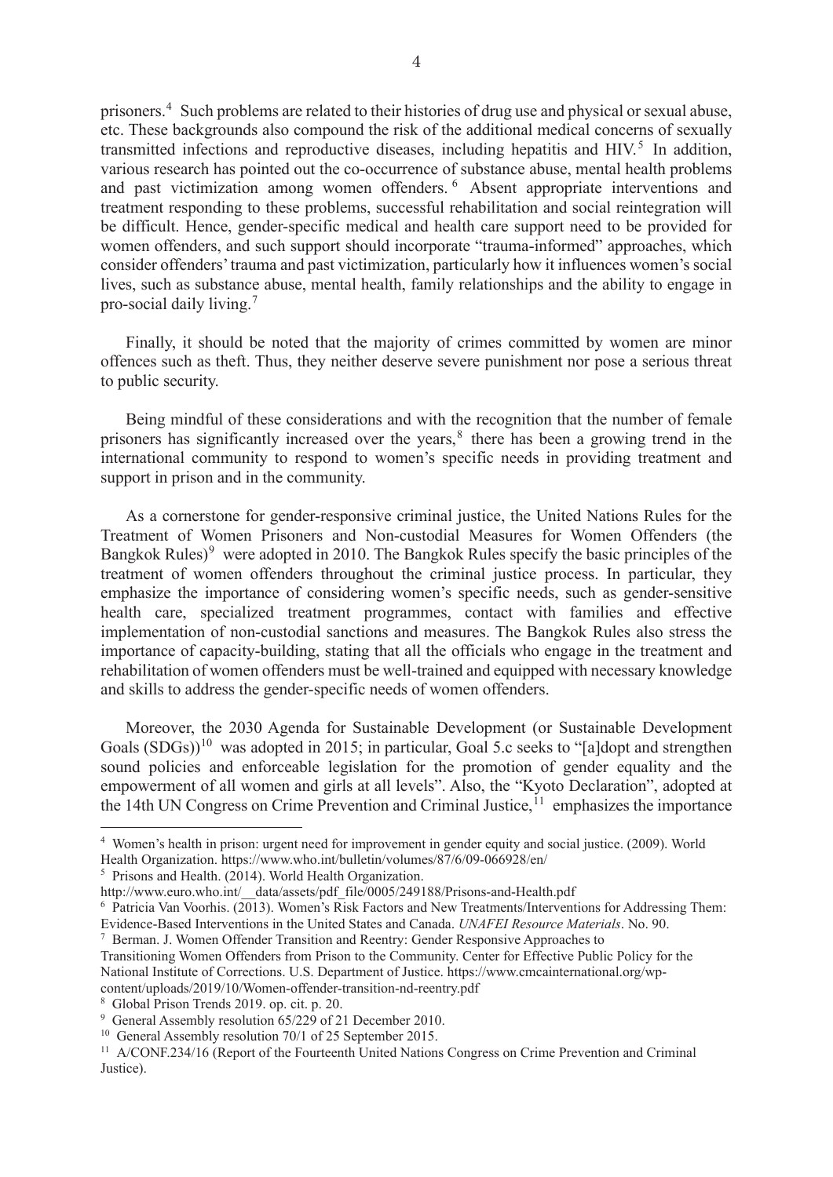prisoners.[4] Such problems are related to their histories of drug use and physical or sexual abuse, etc. These backgrounds also compound the risk of the additional medical concerns of sexually transmitted infections and reproductive diseases, including hepatitis and HIV.[5] In addition, various research has pointed out the co-occurrence of substance abuse, mental health problems and past victimization among women offenders.[6] Absent appropriate interventions and treatment responding to these problems, successful rehabilitation and social reintegration will be difficult. Hence, gender-specific medical and health care support need to be provided for women offenders, and such support should incorporate "trauma-informed" approaches, which consider offenders' trauma and past victimization, particularly how it influences women's social lives, such as substance abuse, mental health, family relationships and the ability to engage in pro-social daily living.[7]

Finally, it should be noted that the majority of crimes committed by women are minor offences such as theft. Thus, they neither deserve severe punishment nor pose a serious threat to public security.

Being mindful of these considerations and with the recognition that the number of female prisoners has significantly increased over the years,[8] there has been a growing trend in the international community to respond to women's specific needs in providing treatment and support in prison and in the community.

As a cornerstone for gender-responsive criminal justice, the United Nations Rules for the Treatment of Women Prisoners and Non-custodial Measures for Women Offenders (the Bangkok Rules)[9] were adopted in 2010. The Bangkok Rules specify the basic principles of the treatment of women offenders throughout the criminal justice process. In particular, they emphasize the importance of considering women's specific needs, such as gender-sensitive health care, specialized treatment programmes, contact with families and effective implementation of non-custodial sanctions and measures. The Bangkok Rules also stress the importance of capacity-building, stating that all the officials who engage in the treatment and rehabilitation of women offenders must be well-trained and equipped with necessary knowledge and skills to address the gender-specific needs of women offenders.

Moreover, the 2030 Agenda for Sustainable Development (or Sustainable Development Goals (SDGs))[10] was adopted in 2015; in particular, Goal 5.c seeks to "[a]dopt and strengthen sound policies and enforceable legislation for the promotion of gender equality and the empowerment of all women and girls at all levels". Also, the "Kyoto Declaration", adopted at the 14th UN Congress on Crime Prevention and Criminal Justice,[11] emphasizes the importance

---

[4] Women's health in prison: urgent need for improvement in gender equity and social justice. (2009). World Health Organization. https://www.who.int/bulletin/volumes/87/6/09-066928/en/

[5] Prisons and Health. (2014). World Health Organization. http://www.euro.who.int/__data/assets/pdf_file/0005/249188/Prisons-and-Health.pdf

[6] Patricia Van Voorhis. (2013). Women's Risk Factors and New Treatments/Interventions for Addressing Them: Evidence-Based Interventions in the United States and Canada. *UNAFEI Resource Materials*. No. 90.

[7] Berman. J. Women Offender Transition and Reentry: Gender Responsive Approaches to Transitioning Women Offenders from Prison to the Community. Center for Effective Public Policy for the National Institute of Corrections. U.S. Department of Justice. https://www.cmcainternational.org/wp-content/uploads/2019/10/Women-offender-transition-nd-reentry.pdf

[8] Global Prison Trends 2019. op. cit. p. 20.

[9] General Assembly resolution 65/229 of 21 December 2010.

[10] General Assembly resolution 70/1 of 25 September 2015.

[11] A/CONF.234/16 (Report of the Fourteenth United Nations Congress on Crime Prevention and Criminal Justice).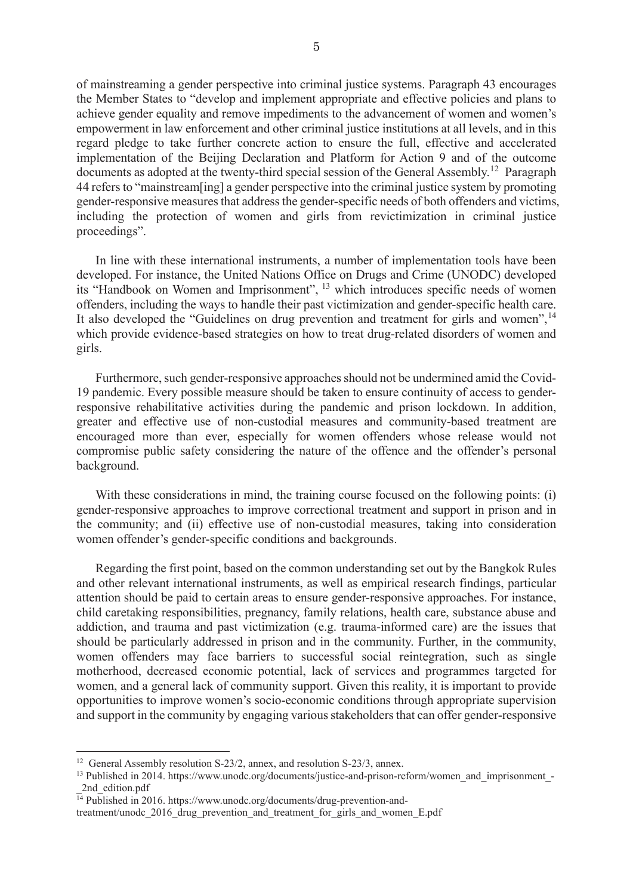of mainstreaming a gender perspective into criminal justice systems. Paragraph 43 encourages the Member States to "develop and implement appropriate and effective policies and plans to achieve gender equality and remove impediments to the advancement of women and women's empowerment in law enforcement and other criminal justice institutions at all levels, and in this regard pledge to take further concrete action to ensure the full, effective and accelerated implementation of the Beijing Declaration and Platform for Action 9 and of the outcome documents as adopted at the twenty-third special session of the General Assembly.[12] Paragraph 44 refers to "mainstream[ing] a gender perspective into the criminal justice system by promoting gender-responsive measures that address the gender-specific needs of both offenders and victims, including the protection of women and girls from revictimization in criminal justice proceedings".

In line with these international instruments, a number of implementation tools have been developed. For instance, the United Nations Office on Drugs and Crime (UNODC) developed its "Handbook on Women and Imprisonment", [13] which introduces specific needs of women offenders, including the ways to handle their past victimization and gender-specific health care. It also developed the "Guidelines on drug prevention and treatment for girls and women",[14] which provide evidence-based strategies on how to treat drug-related disorders of women and girls.

Furthermore, such gender-responsive approaches should not be undermined amid the Covid-19 pandemic. Every possible measure should be taken to ensure continuity of access to gender-responsive rehabilitative activities during the pandemic and prison lockdown. In addition, greater and effective use of non-custodial measures and community-based treatment are encouraged more than ever, especially for women offenders whose release would not compromise public safety considering the nature of the offence and the offender's personal background.

With these considerations in mind, the training course focused on the following points: (i) gender-responsive approaches to improve correctional treatment and support in prison and in the community; and (ii) effective use of non-custodial measures, taking into consideration women offender's gender-specific conditions and backgrounds.

Regarding the first point, based on the common understanding set out by the Bangkok Rules and other relevant international instruments, as well as empirical research findings, particular attention should be paid to certain areas to ensure gender-responsive approaches. For instance, child caretaking responsibilities, pregnancy, family relations, health care, substance abuse and addiction, and trauma and past victimization (e.g. trauma-informed care) are the issues that should be particularly addressed in prison and in the community. Further, in the community, women offenders may face barriers to successful social reintegration, such as single motherhood, decreased economic potential, lack of services and programmes targeted for women, and a general lack of community support. Given this reality, it is important to provide opportunities to improve women's socio-economic conditions through appropriate supervision and support in the community by engaging various stakeholders that can offer gender-responsive

---

[12] General Assembly resolution S-23/2, annex, and resolution S-23/3, annex.

[13] Published in 2014. https://www.unodc.org/documents/justice-and-prison-reform/women_and_imprisonment_-_2nd_edition.pdf

[14] Published in 2016. https://www.unodc.org/documents/drug-prevention-and-treatment/unodc_2016_drug_prevention_and_treatment_for_girls_and_women_E.pdf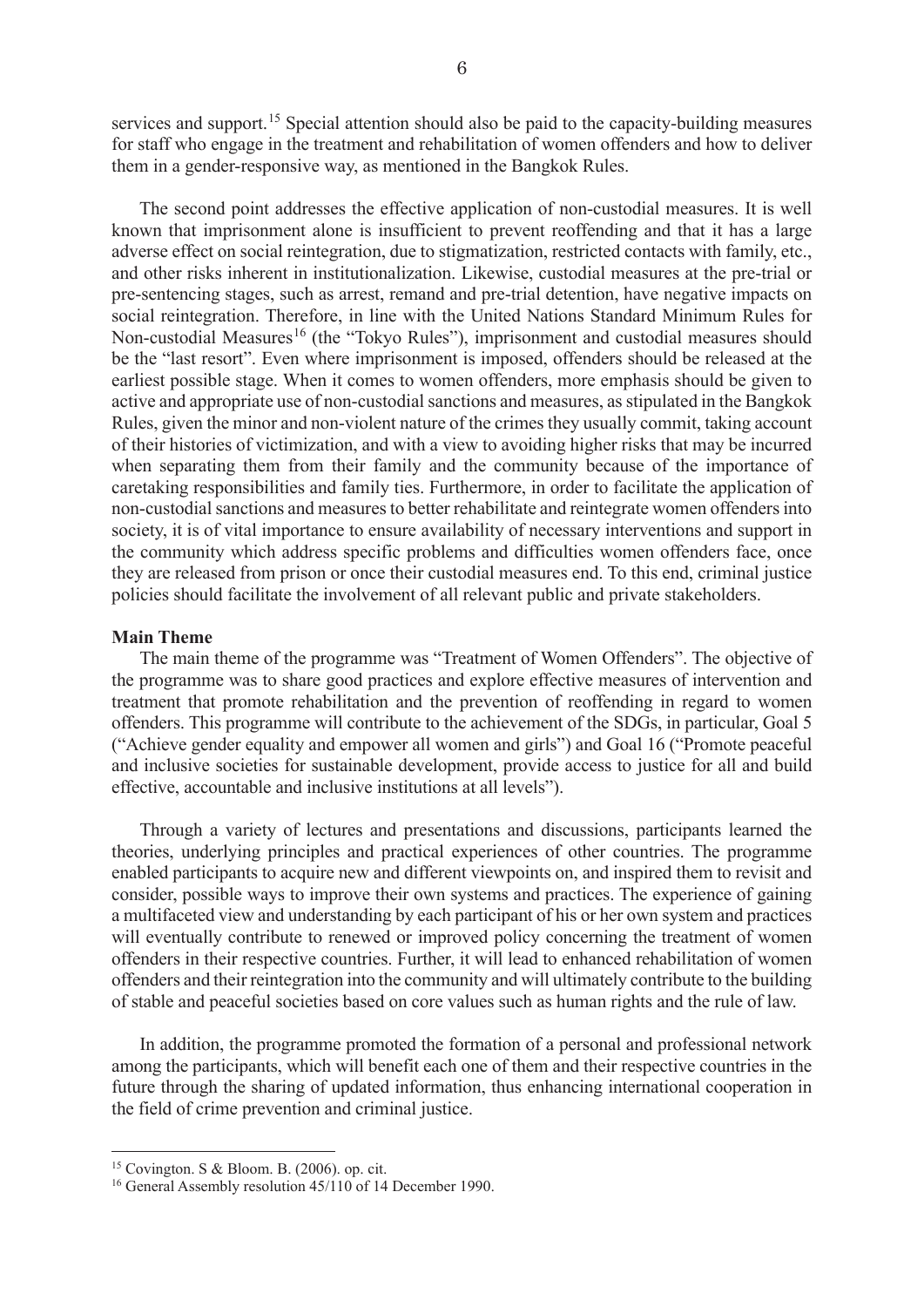services and support.[15] Special attention should also be paid to the capacity-building measures for staff who engage in the treatment and rehabilitation of women offenders and how to deliver them in a gender-responsive way, as mentioned in the Bangkok Rules.

The second point addresses the effective application of non-custodial measures. It is well known that imprisonment alone is insufficient to prevent reoffending and that it has a large adverse effect on social reintegration, due to stigmatization, restricted contacts with family, etc., and other risks inherent in institutionalization. Likewise, custodial measures at the pre-trial or pre-sentencing stages, such as arrest, remand and pre-trial detention, have negative impacts on social reintegration. Therefore, in line with the United Nations Standard Minimum Rules for Non-custodial Measures[16] (the "Tokyo Rules"), imprisonment and custodial measures should be the "last resort". Even where imprisonment is imposed, offenders should be released at the earliest possible stage. When it comes to women offenders, more emphasis should be given to active and appropriate use of non-custodial sanctions and measures, as stipulated in the Bangkok Rules, given the minor and non-violent nature of the crimes they usually commit, taking account of their histories of victimization, and with a view to avoiding higher risks that may be incurred when separating them from their family and the community because of the importance of caretaking responsibilities and family ties. Furthermore, in order to facilitate the application of non-custodial sanctions and measures to better rehabilitate and reintegrate women offenders into society, it is of vital importance to ensure availability of necessary interventions and support in the community which address specific problems and difficulties women offenders face, once they are released from prison or once their custodial measures end. To this end, criminal justice policies should facilitate the involvement of all relevant public and private stakeholders.

**Main Theme**

The main theme of the programme was "Treatment of Women Offenders". The objective of the programme was to share good practices and explore effective measures of intervention and treatment that promote rehabilitation and the prevention of reoffending in regard to women offenders. This programme will contribute to the achievement of the SDGs, in particular, Goal 5 ("Achieve gender equality and empower all women and girls") and Goal 16 ("Promote peaceful and inclusive societies for sustainable development, provide access to justice for all and build effective, accountable and inclusive institutions at all levels").

Through a variety of lectures and presentations and discussions, participants learned the theories, underlying principles and practical experiences of other countries. The programme enabled participants to acquire new and different viewpoints on, and inspired them to revisit and consider, possible ways to improve their own systems and practices. The experience of gaining a multifaceted view and understanding by each participant of his or her own system and practices will eventually contribute to renewed or improved policy concerning the treatment of women offenders in their respective countries. Further, it will lead to enhanced rehabilitation of women offenders and their reintegration into the community and will ultimately contribute to the building of stable and peaceful societies based on core values such as human rights and the rule of law.

In addition, the programme promoted the formation of a personal and professional network among the participants, which will benefit each one of them and their respective countries in the future through the sharing of updated information, thus enhancing international cooperation in the field of crime prevention and criminal justice.

---

[15] Covington. S & Bloom. B. (2006). op. cit.

[16] General Assembly resolution 45/110 of 14 December 1990.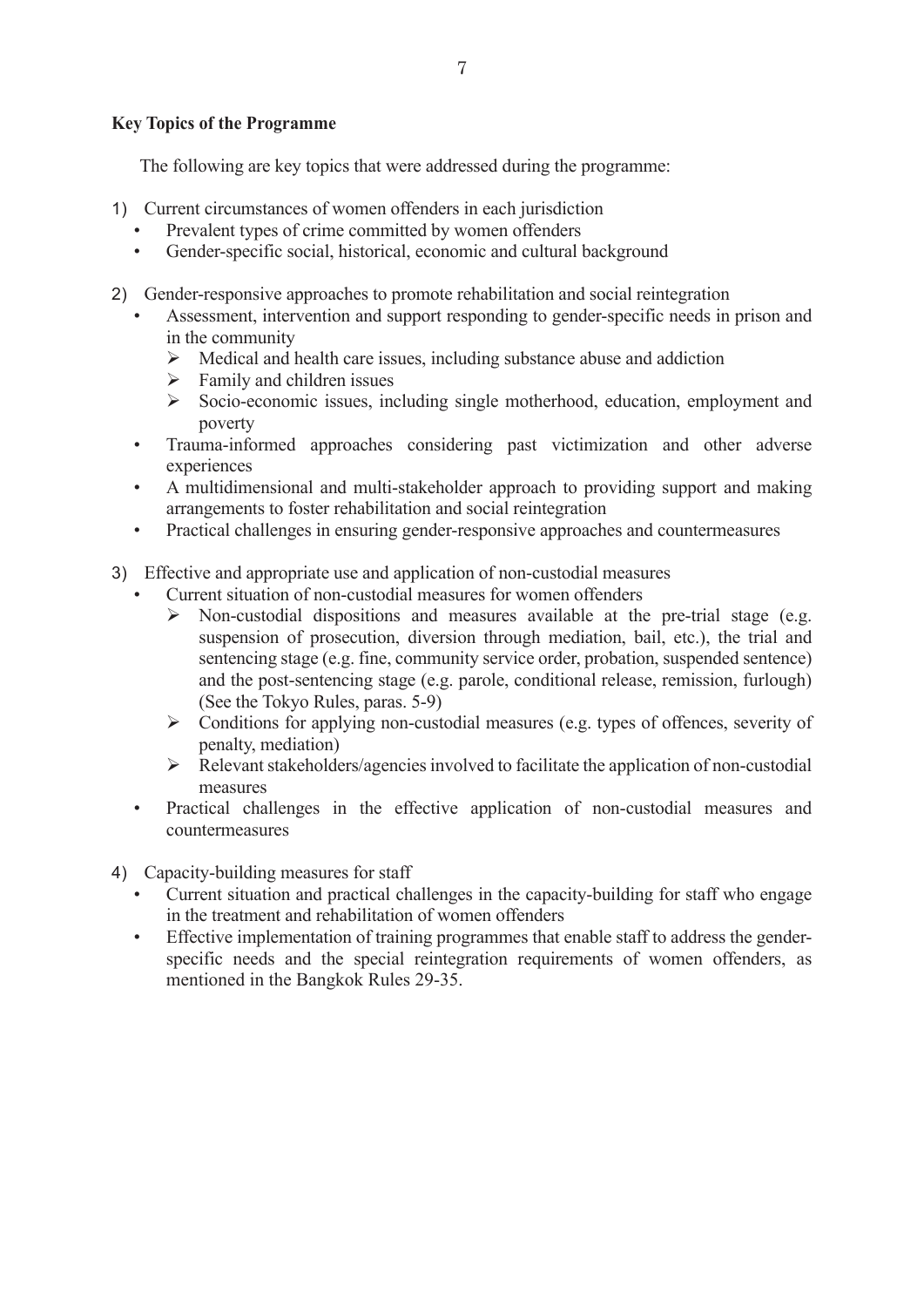**Key Topics of the Programme**

The following are key topics that were addressed during the programme:

1) Current circumstances of women offenders in each jurisdiction
   - Prevalent types of crime committed by women offenders
   - Gender-specific social, historical, economic and cultural background

2) Gender-responsive approaches to promote rehabilitation and social reintegration
   - Assessment, intervention and support responding to gender-specific needs in prison and in the community
     - Medical and health care issues, including substance abuse and addiction
     - Family and children issues
     - Socio-economic issues, including single motherhood, education, employment and poverty
   - Trauma-informed approaches considering past victimization and other adverse experiences
   - A multidimensional and multi-stakeholder approach to providing support and making arrangements to foster rehabilitation and social reintegration
   - Practical challenges in ensuring gender-responsive approaches and countermeasures

3) Effective and appropriate use and application of non-custodial measures
   - Current situation of non-custodial measures for women offenders
     - Non-custodial dispositions and measures available at the pre-trial stage (e.g. suspension of prosecution, diversion through mediation, bail, etc.), the trial and sentencing stage (e.g. fine, community service order, probation, suspended sentence) and the post-sentencing stage (e.g. parole, conditional release, remission, furlough) (See the Tokyo Rules, paras. 5-9)
     - Conditions for applying non-custodial measures (e.g. types of offences, severity of penalty, mediation)
     - Relevant stakeholders/agencies involved to facilitate the application of non-custodial measures
   - Practical challenges in the effective application of non-custodial measures and countermeasures

4) Capacity-building measures for staff
   - Current situation and practical challenges in the capacity-building for staff who engage in the treatment and rehabilitation of women offenders
   - Effective implementation of training programmes that enable staff to address the gender-specific needs and the special reintegration requirements of women offenders, as mentioned in the Bangkok Rules 29-35.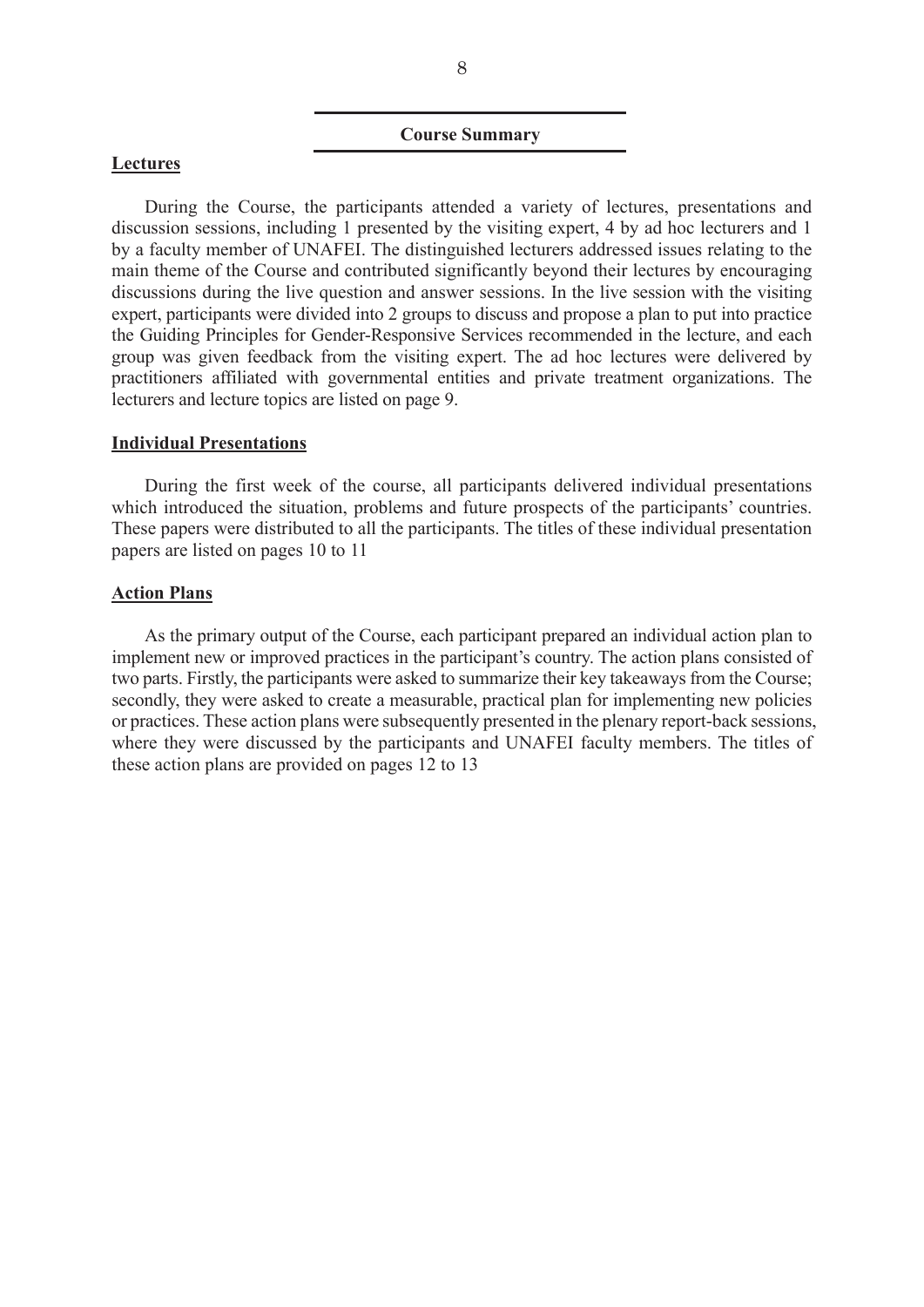## Course Summary

### Lectures

During the Course, the participants attended a variety of lectures, presentations and discussion sessions, including 1 presented by the visiting expert, 4 by ad hoc lecturers and 1 by a faculty member of UNAFEI. The distinguished lecturers addressed issues relating to the main theme of the Course and contributed significantly beyond their lectures by encouraging discussions during the live question and answer sessions. In the live session with the visiting expert, participants were divided into 2 groups to discuss and propose a plan to put into practice the Guiding Principles for Gender-Responsive Services recommended in the lecture, and each group was given feedback from the visiting expert. The ad hoc lectures were delivered by practitioners affiliated with governmental entities and private treatment organizations. The lecturers and lecture topics are listed on page 9.

### Individual Presentations

During the first week of the course, all participants delivered individual presentations which introduced the situation, problems and future prospects of the participants' countries. These papers were distributed to all the participants. The titles of these individual presentation papers are listed on pages 10 to 11

### Action Plans

As the primary output of the Course, each participant prepared an individual action plan to implement new or improved practices in the participant's country. The action plans consisted of two parts. Firstly, the participants were asked to summarize their key takeaways from the Course; secondly, they were asked to create a measurable, practical plan for implementing new policies or practices. These action plans were subsequently presented in the plenary report-back sessions, where they were discussed by the participants and UNAFEI faculty members. The titles of these action plans are provided on pages 12 to 13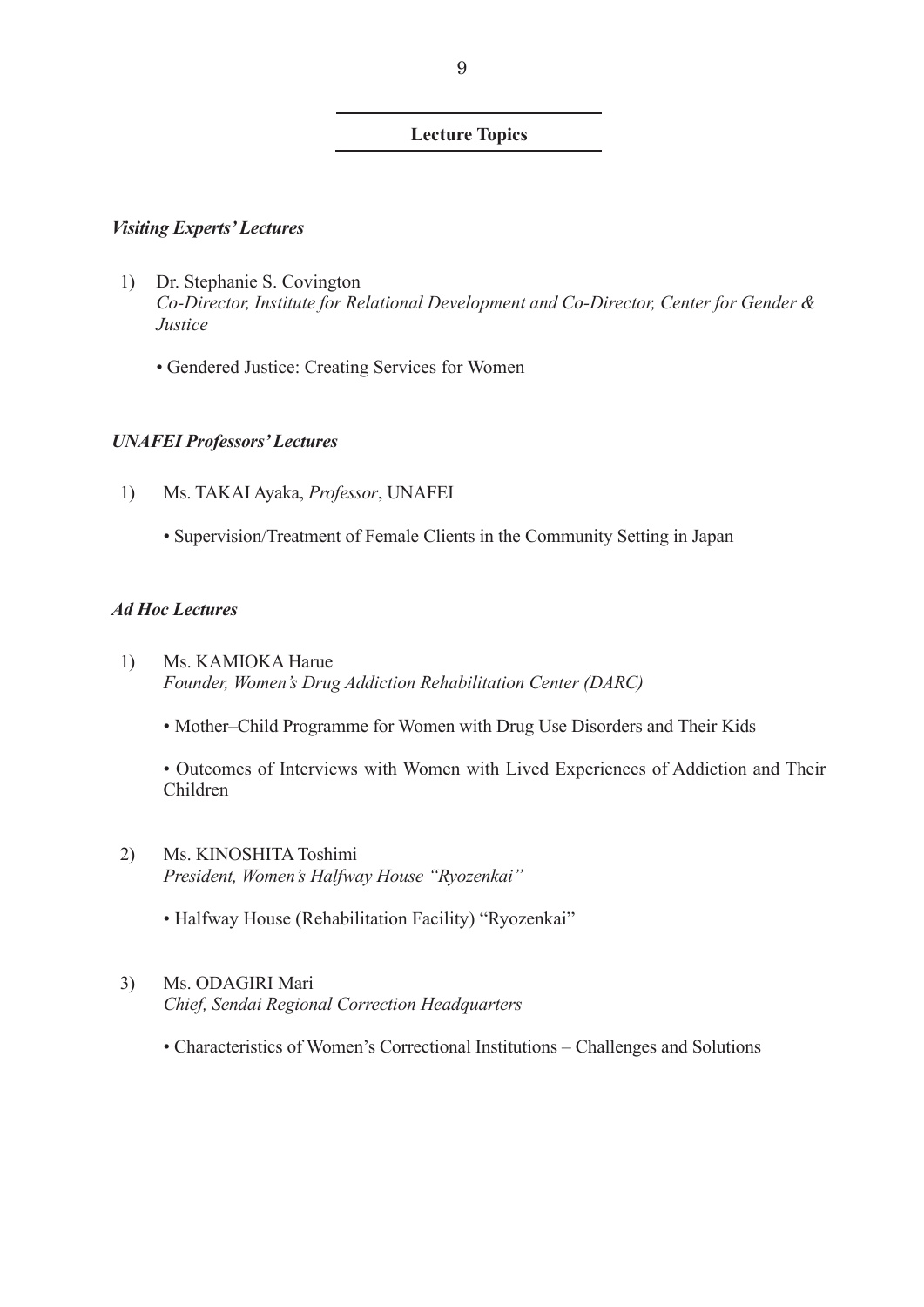## Lecture Topics

### *Visiting Experts' Lectures*

1) Dr. Stephanie S. Covington
   *Co-Director, Institute for Relational Development and Co-Director, Center for Gender & Justice*

   • Gendered Justice: Creating Services for Women

### *UNAFEI Professors' Lectures*

1) Ms. TAKAI Ayaka, *Professor*, UNAFEI

   • Supervision/Treatment of Female Clients in the Community Setting in Japan

### *Ad Hoc Lectures*

1) Ms. KAMIOKA Harue
   *Founder, Women's Drug Addiction Rehabilitation Center (DARC)*

   • Mother–Child Programme for Women with Drug Use Disorders and Their Kids

   • Outcomes of Interviews with Women with Lived Experiences of Addiction and Their Children

2) Ms. KINOSHITA Toshimi
   *President, Women's Halfway House "Ryozenkai"*

   • Halfway House (Rehabilitation Facility) "Ryozenkai"

3) Ms. ODAGIRI Mari
   *Chief, Sendai Regional Correction Headquarters*

   • Characteristics of Women's Correctional Institutions – Challenges and Solutions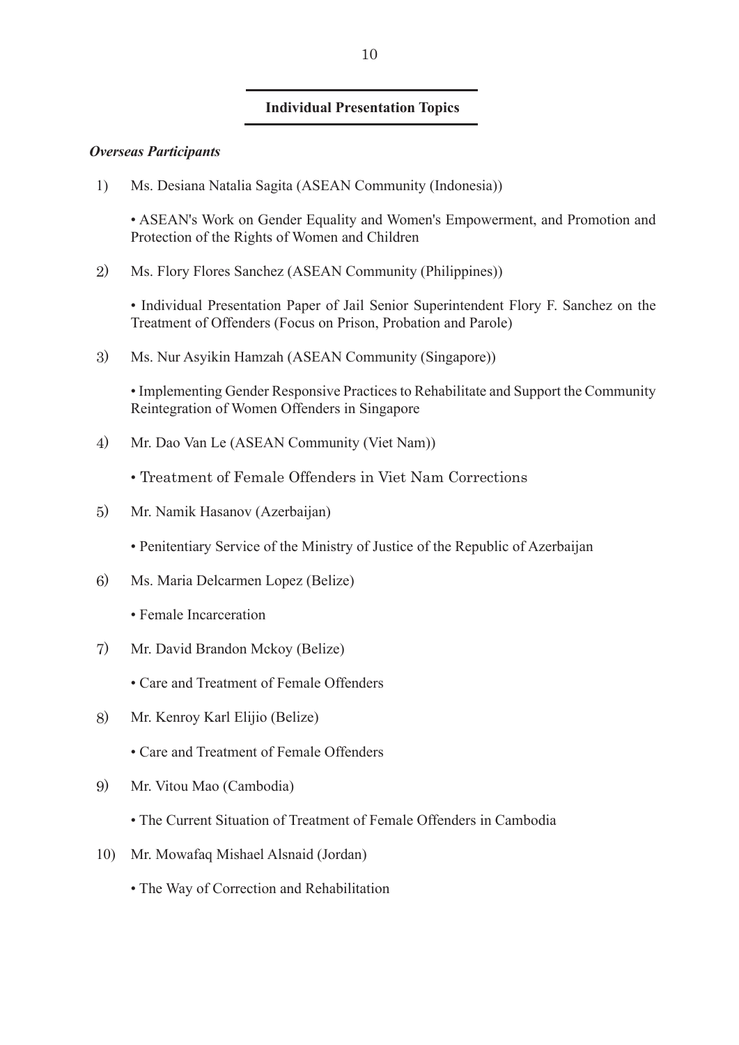## Individual Presentation Topics

***Overseas Participants***

1) Ms. Desiana Natalia Sagita (ASEAN Community (Indonesia))

   • ASEAN's Work on Gender Equality and Women's Empowerment, and Promotion and Protection of the Rights of Women and Children

2) Ms. Flory Flores Sanchez (ASEAN Community (Philippines))

   • Individual Presentation Paper of Jail Senior Superintendent Flory F. Sanchez on the Treatment of Offenders (Focus on Prison, Probation and Parole)

3) Ms. Nur Asyikin Hamzah (ASEAN Community (Singapore))

   • Implementing Gender Responsive Practices to Rehabilitate and Support the Community Reintegration of Women Offenders in Singapore

4) Mr. Dao Van Le (ASEAN Community (Viet Nam))

   • Treatment of Female Offenders in Viet Nam Corrections

5) Mr. Namik Hasanov (Azerbaijan)

   • Penitentiary Service of the Ministry of Justice of the Republic of Azerbaijan

6) Ms. Maria Delcarmen Lopez (Belize)

   • Female Incarceration

7) Mr. David Brandon Mckoy (Belize)

   • Care and Treatment of Female Offenders

8) Mr. Kenroy Karl Elijio (Belize)

   • Care and Treatment of Female Offenders

9) Mr. Vitou Mao (Cambodia)

   • The Current Situation of Treatment of Female Offenders in Cambodia

10) Mr. Mowafaq Mishael Alsnaid (Jordan)

    • The Way of Correction and Rehabilitation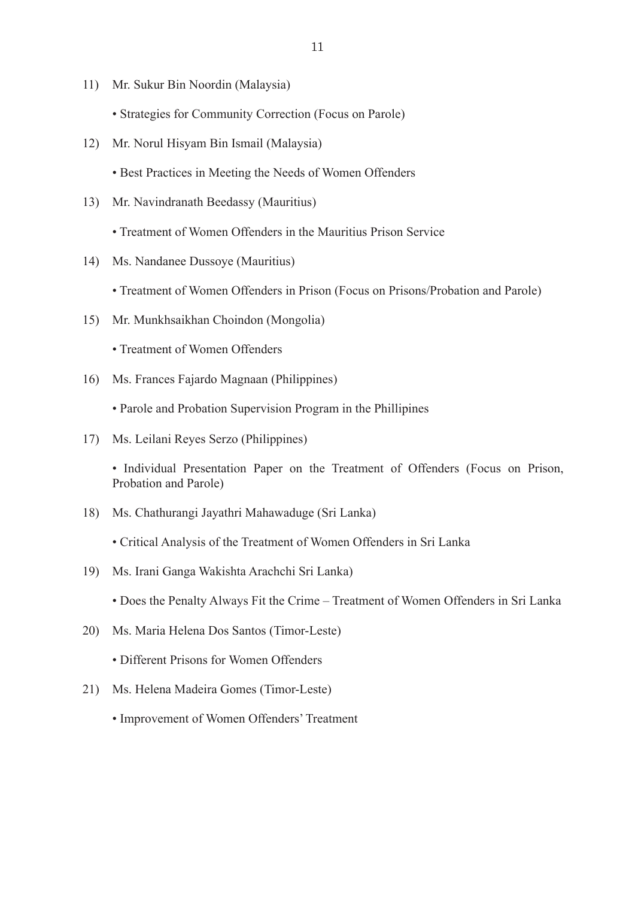11) Mr. Sukur Bin Noordin (Malaysia)

    • Strategies for Community Correction (Focus on Parole)

12) Mr. Norul Hisyam Bin Ismail (Malaysia)

    • Best Practices in Meeting the Needs of Women Offenders

13) Mr. Navindranath Beedassy (Mauritius)

    • Treatment of Women Offenders in the Mauritius Prison Service

14) Ms. Nandanee Dussoye (Mauritius)

    • Treatment of Women Offenders in Prison (Focus on Prisons/Probation and Parole)

15) Mr. Munkhsaikhan Choindon (Mongolia)

    • Treatment of Women Offenders

16) Ms. Frances Fajardo Magnaan (Philippines)

    • Parole and Probation Supervision Program in the Phillipines

17) Ms. Leilani Reyes Serzo (Philippines)

    • Individual Presentation Paper on the Treatment of Offenders (Focus on Prison, Probation and Parole)

18) Ms. Chathurangi Jayathri Mahawaduge (Sri Lanka)

    • Critical Analysis of the Treatment of Women Offenders in Sri Lanka

19) Ms. Irani Ganga Wakishta Arachchi Sri Lanka)

    • Does the Penalty Always Fit the Crime – Treatment of Women Offenders in Sri Lanka

20) Ms. Maria Helena Dos Santos (Timor-Leste)

    • Different Prisons for Women Offenders

21) Ms. Helena Madeira Gomes (Timor-Leste)

    • Improvement of Women Offenders' Treatment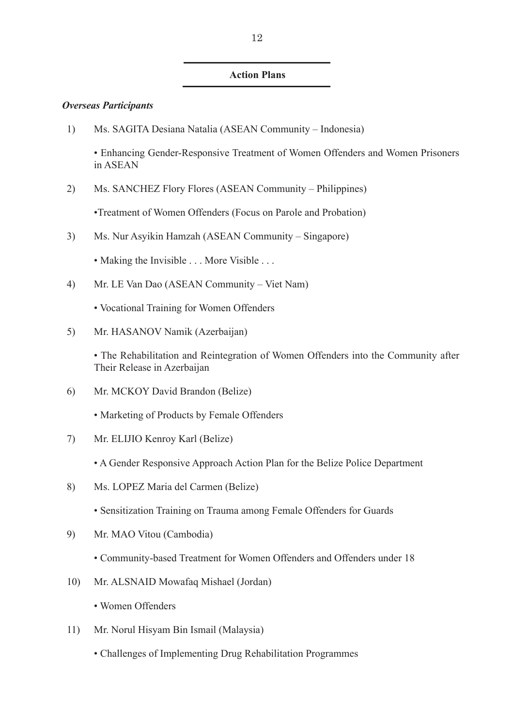## Action Plans

***Overseas Participants***

1) Ms. SAGITA Desiana Natalia (ASEAN Community – Indonesia)

   • Enhancing Gender-Responsive Treatment of Women Offenders and Women Prisoners in ASEAN

2) Ms. SANCHEZ Flory Flores (ASEAN Community – Philippines)

   •Treatment of Women Offenders (Focus on Parole and Probation)

3) Ms. Nur Asyikin Hamzah (ASEAN Community – Singapore)

   • Making the Invisible . . . More Visible . . .

4) Mr. LE Van Dao (ASEAN Community – Viet Nam)

   • Vocational Training for Women Offenders

5) Mr. HASANOV Namik (Azerbaijan)

   • The Rehabilitation and Reintegration of Women Offenders into the Community after Their Release in Azerbaijan

6) Mr. MCKOY David Brandon (Belize)

   • Marketing of Products by Female Offenders

7) Mr. ELIJIO Kenroy Karl (Belize)

   • A Gender Responsive Approach Action Plan for the Belize Police Department

8) Ms. LOPEZ Maria del Carmen (Belize)

   • Sensitization Training on Trauma among Female Offenders for Guards

9) Mr. MAO Vitou (Cambodia)

   • Community-based Treatment for Women Offenders and Offenders under 18

10) Mr. ALSNAID Mowafaq Mishael (Jordan)

   • Women Offenders

11) Mr. Norul Hisyam Bin Ismail (Malaysia)

   • Challenges of Implementing Drug Rehabilitation Programmes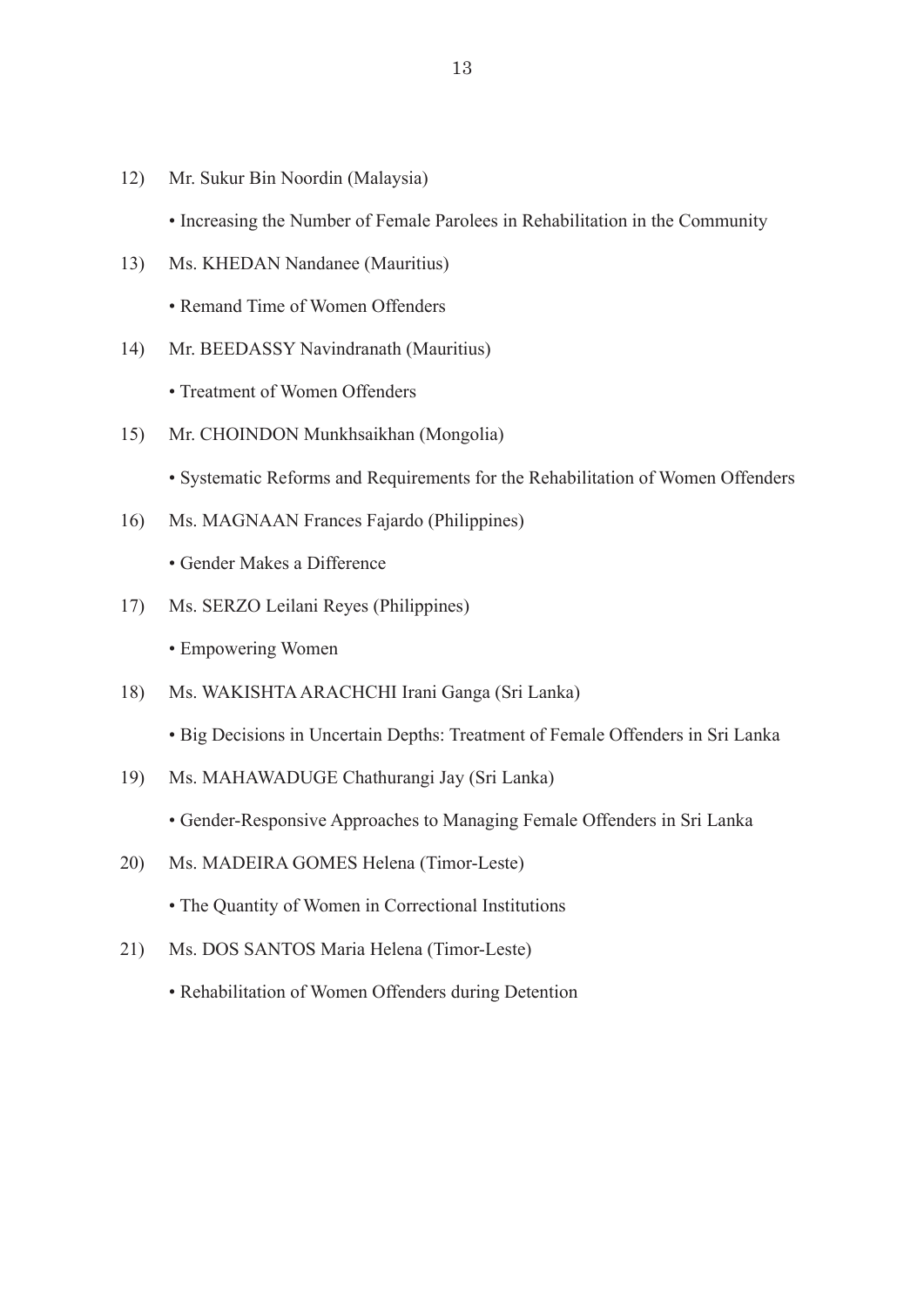12) Mr. Sukur Bin Noordin (Malaysia)

    • Increasing the Number of Female Parolees in Rehabilitation in the Community

13) Ms. KHEDAN Nandanee (Mauritius)

    • Remand Time of Women Offenders

14) Mr. BEEDASSY Navindranath (Mauritius)

    • Treatment of Women Offenders

15) Mr. CHOINDON Munkhsaikhan (Mongolia)

    • Systematic Reforms and Requirements for the Rehabilitation of Women Offenders

16) Ms. MAGNAAN Frances Fajardo (Philippines)

    • Gender Makes a Difference

17) Ms. SERZO Leilani Reyes (Philippines)

    • Empowering Women

18) Ms. WAKISHTA ARACHCHI Irani Ganga (Sri Lanka)

    • Big Decisions in Uncertain Depths: Treatment of Female Offenders in Sri Lanka

19) Ms. MAHAWADUGE Chathurangi Jay (Sri Lanka)

    • Gender-Responsive Approaches to Managing Female Offenders in Sri Lanka

20) Ms. MADEIRA GOMES Helena (Timor-Leste)

    • The Quantity of Women in Correctional Institutions

21) Ms. DOS SANTOS Maria Helena (Timor-Leste)

    • Rehabilitation of Women Offenders during Detention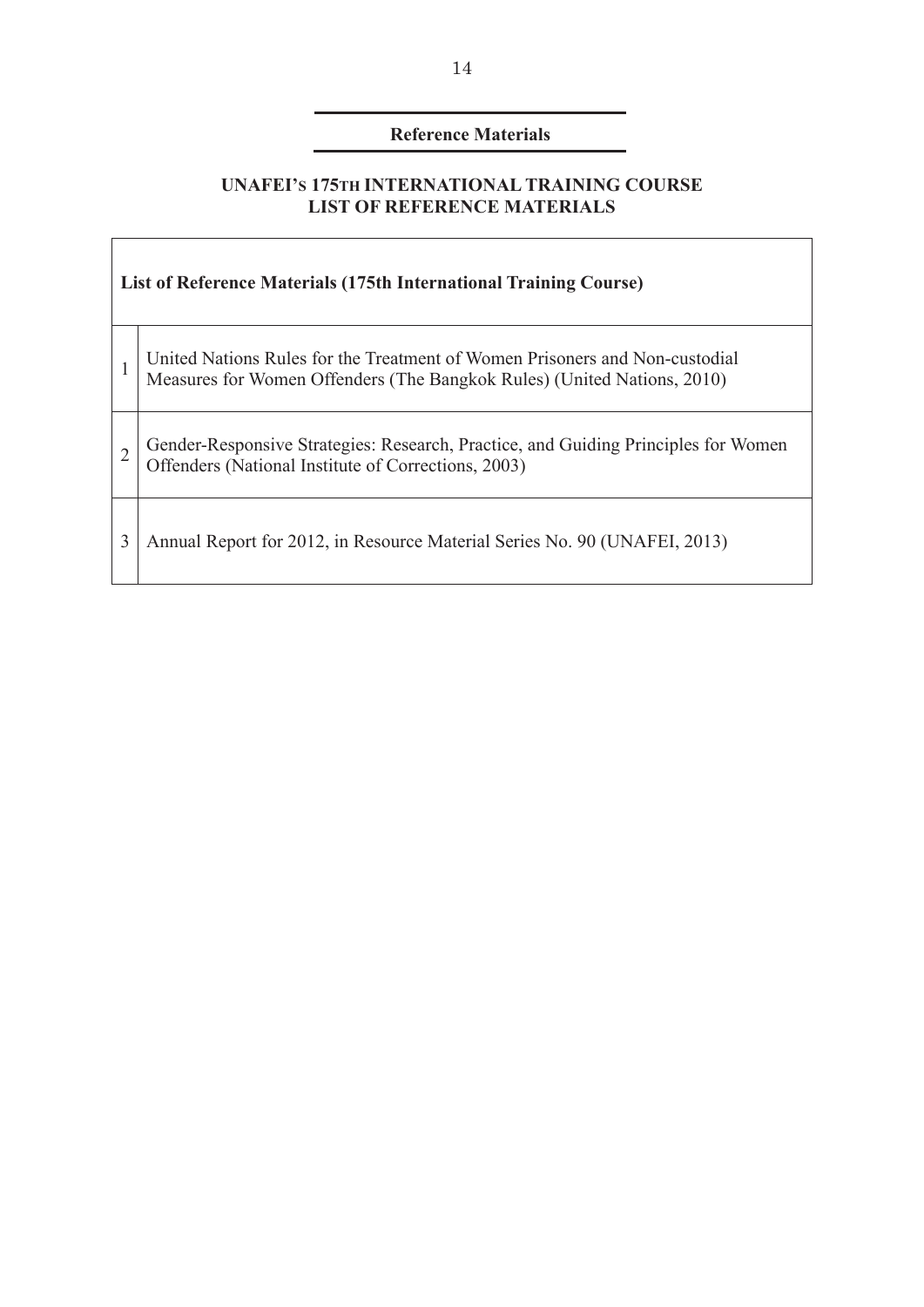## Reference Materials

### UNAFEI's 175th INTERNATIONAL TRAINING COURSE LIST OF REFERENCE MATERIALS

| List of Reference Materials (175th International Training Course) | |
|---|---|
| 1 | United Nations Rules for the Treatment of Women Prisoners and Non-custodial Measures for Women Offenders (The Bangkok Rules) (United Nations, 2010) |
| 2 | Gender-Responsive Strategies: Research, Practice, and Guiding Principles for Women Offenders (National Institute of Corrections, 2003) |
| 3 | Annual Report for 2012, in Resource Material Series No. 90 (UNAFEI, 2013) |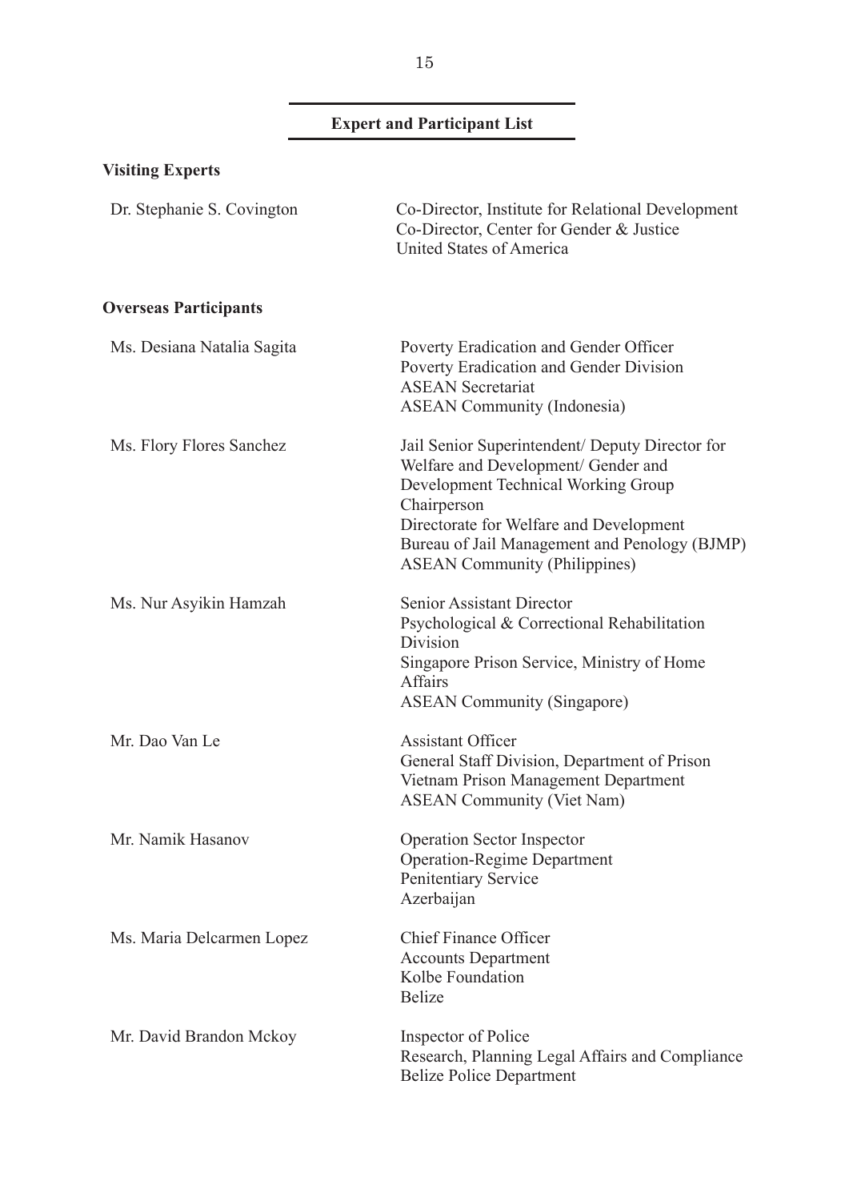## Expert and Participant List

### Visiting Experts

**Dr. Stephanie S. Covington**
Co-Director, Institute for Relational Development
Co-Director, Center for Gender & Justice
United States of America

### Overseas Participants

**Ms. Desiana Natalia Sagita**
Poverty Eradication and Gender Officer
Poverty Eradication and Gender Division
ASEAN Secretariat
ASEAN Community (Indonesia)

**Ms. Flory Flores Sanchez**
Jail Senior Superintendent/ Deputy Director for Welfare and Development/ Gender and Development Technical Working Group Chairperson
Directorate for Welfare and Development
Bureau of Jail Management and Penology (BJMP)
ASEAN Community (Philippines)

**Ms. Nur Asyikin Hamzah**
Senior Assistant Director
Psychological & Correctional Rehabilitation Division
Singapore Prison Service, Ministry of Home Affairs
ASEAN Community (Singapore)

**Mr. Dao Van Le**
Assistant Officer
General Staff Division, Department of Prison
Vietnam Prison Management Department
ASEAN Community (Viet Nam)

**Mr. Namik Hasanov**
Operation Sector Inspector
Operation-Regime Department
Penitentiary Service
Azerbaijan

**Ms. Maria Delcarmen Lopez**
Chief Finance Officer
Accounts Department
Kolbe Foundation
Belize

**Mr. David Brandon Mckoy**
Inspector of Police
Research, Planning Legal Affairs and Compliance
Belize Police Department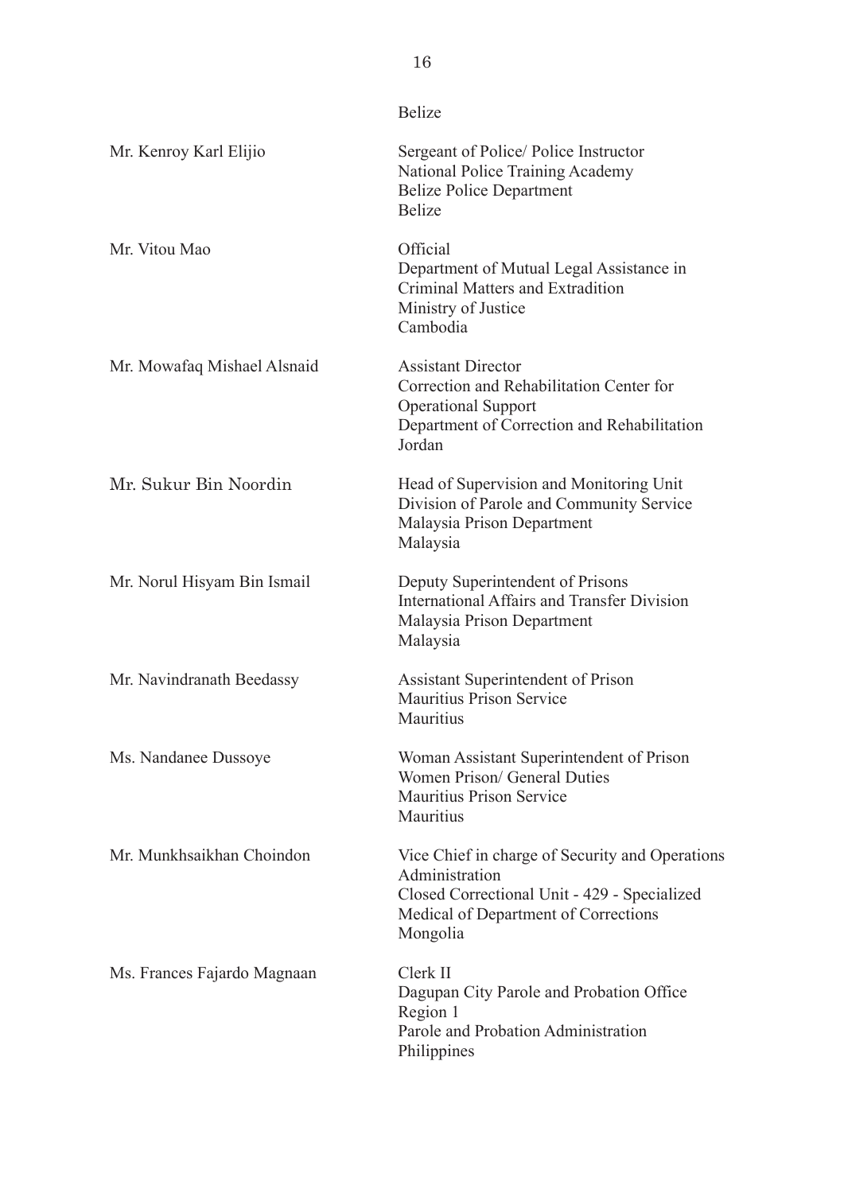Belize

| | |
|---|---|
| Mr. Kenroy Karl Elijio | Sergeant of Police/ Police Instructor<br>National Police Training Academy<br>Belize Police Department<br>Belize |
| Mr. Vitou Mao | Official<br>Department of Mutual Legal Assistance in Criminal Matters and Extradition<br>Ministry of Justice<br>Cambodia |
| Mr. Mowafaq Mishael Alsnaid | Assistant Director<br>Correction and Rehabilitation Center for Operational Support<br>Department of Correction and Rehabilitation<br>Jordan |
| Mr. Sukur Bin Noordin | Head of Supervision and Monitoring Unit<br>Division of Parole and Community Service<br>Malaysia Prison Department<br>Malaysia |
| Mr. Norul Hisyam Bin Ismail | Deputy Superintendent of Prisons<br>International Affairs and Transfer Division<br>Malaysia Prison Department<br>Malaysia |
| Mr. Navindranath Beedassy | Assistant Superintendent of Prison<br>Mauritius Prison Service<br>Mauritius |
| Ms. Nandanee Dussoye | Woman Assistant Superintendent of Prison<br>Women Prison/ General Duties<br>Mauritius Prison Service<br>Mauritius |
| Mr. Munkhsaikhan Choindon | Vice Chief in charge of Security and Operations Administration<br>Closed Correctional Unit - 429 - Specialized Medical of Department of Corrections<br>Mongolia |
| Ms. Frances Fajardo Magnaan | Clerk II<br>Dagupan City Parole and Probation Office<br>Region 1<br>Parole and Probation Administration<br>Philippines |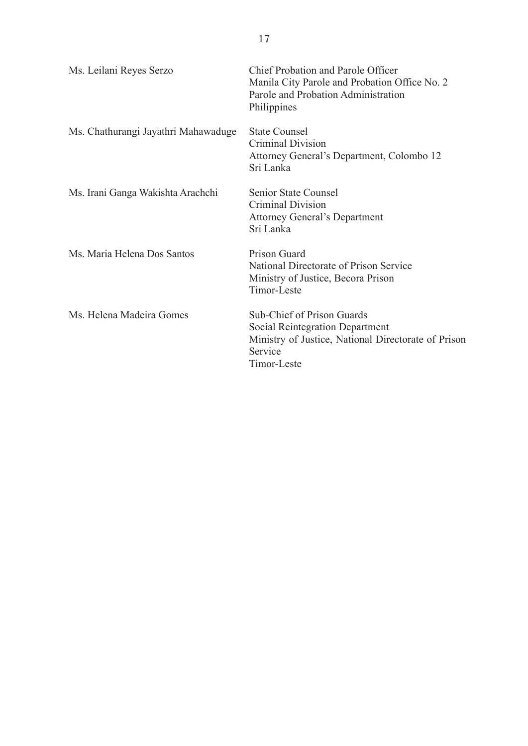| | |
|---|---|
| Ms. Leilani Reyes Serzo | Chief Probation and Parole Officer<br>Manila City Parole and Probation Office No. 2<br>Parole and Probation Administration<br>Philippines |
| Ms. Chathurangi Jayathri Mahawaduge | State Counsel<br>Criminal Division<br>Attorney General's Department, Colombo 12<br>Sri Lanka |
| Ms. Irani Ganga Wakishta Arachchi | Senior State Counsel<br>Criminal Division<br>Attorney General's Department<br>Sri Lanka |
| Ms. Maria Helena Dos Santos | Prison Guard<br>National Directorate of Prison Service<br>Ministry of Justice, Becora Prison<br>Timor-Leste |
| Ms. Helena Madeira Gomes | Sub-Chief of Prison Guards<br>Social Reintegration Department<br>Ministry of Justice, National Directorate of Prison Service<br>Timor-Leste |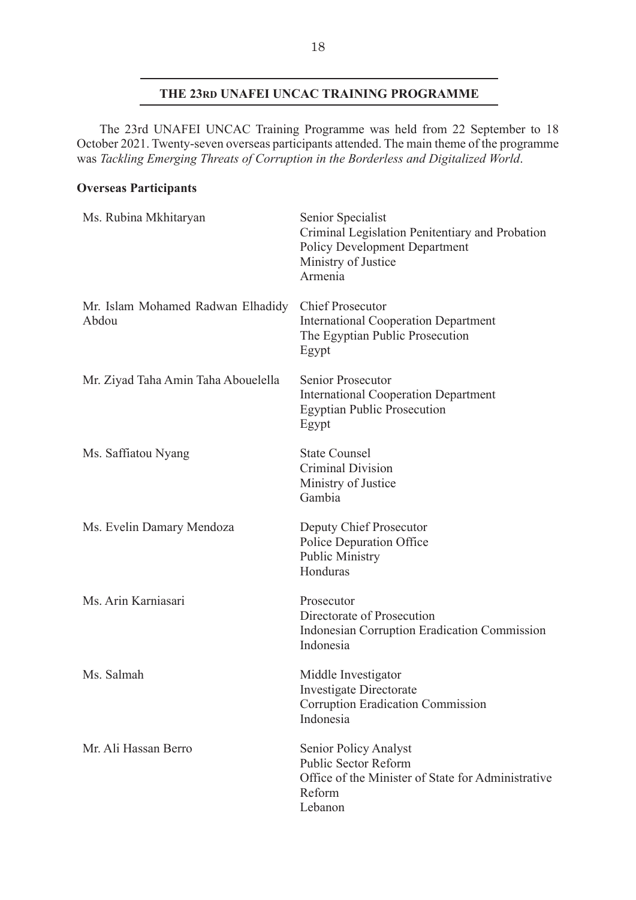## THE 23RD UNAFEI UNCAC TRAINING PROGRAMME

The 23rd UNAFEI UNCAC Training Programme was held from 22 September to 18 October 2021. Twenty-seven overseas participants attended. The main theme of the programme was *Tackling Emerging Threats of Corruption in the Borderless and Digitalized World*.

**Overseas Participants**

| | |
|---|---|
| Ms. Rubina Mkhitaryan | Senior Specialist<br>Criminal Legislation Penitentiary and Probation Policy Development Department<br>Ministry of Justice<br>Armenia |
| Mr. Islam Mohamed Radwan Elhadidy Abdou | Chief Prosecutor<br>International Cooperation Department<br>The Egyptian Public Prosecution<br>Egypt |
| Mr. Ziyad Taha Amin Taha Abouelella | Senior Prosecutor<br>International Cooperation Department<br>Egyptian Public Prosecution<br>Egypt |
| Ms. Saffiatou Nyang | State Counsel<br>Criminal Division<br>Ministry of Justice<br>Gambia |
| Ms. Evelin Damary Mendoza | Deputy Chief Prosecutor<br>Police Depuration Office<br>Public Ministry<br>Honduras |
| Ms. Arin Karniasari | Prosecutor<br>Directorate of Prosecution<br>Indonesian Corruption Eradication Commission<br>Indonesia |
| Ms. Salmah | Middle Investigator<br>Investigate Directorate<br>Corruption Eradication Commission<br>Indonesia |
| Mr. Ali Hassan Berro | Senior Policy Analyst<br>Public Sector Reform<br>Office of the Minister of State for Administrative Reform<br>Lebanon |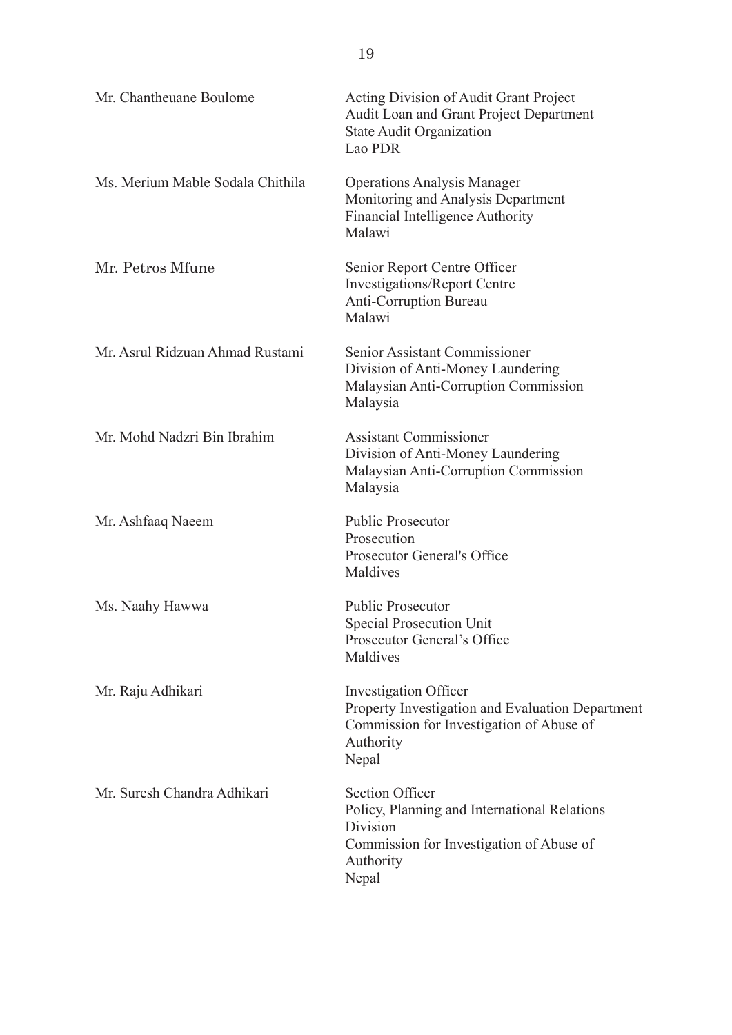| | |
|---|---|
| Mr. Chantheuane Boulome | Acting Division of Audit Grant Project<br>Audit Loan and Grant Project Department<br>State Audit Organization<br>Lao PDR |
| Ms. Merium Mable Sodala Chithila | Operations Analysis Manager<br>Monitoring and Analysis Department<br>Financial Intelligence Authority<br>Malawi |
| Mr. Petros Mfune | Senior Report Centre Officer<br>Investigations/Report Centre<br>Anti-Corruption Bureau<br>Malawi |
| Mr. Asrul Ridzuan Ahmad Rustami | Senior Assistant Commissioner<br>Division of Anti-Money Laundering<br>Malaysian Anti-Corruption Commission<br>Malaysia |
| Mr. Mohd Nadzri Bin Ibrahim | Assistant Commissioner<br>Division of Anti-Money Laundering<br>Malaysian Anti-Corruption Commission<br>Malaysia |
| Mr. Ashfaaq Naeem | Public Prosecutor<br>Prosecution<br>Prosecutor General's Office<br>Maldives |
| Ms. Naahy Hawwa | Public Prosecutor<br>Special Prosecution Unit<br>Prosecutor General's Office<br>Maldives |
| Mr. Raju Adhikari | Investigation Officer<br>Property Investigation and Evaluation Department<br>Commission for Investigation of Abuse of Authority<br>Nepal |
| Mr. Suresh Chandra Adhikari | Section Officer<br>Policy, Planning and International Relations Division<br>Commission for Investigation of Abuse of Authority<br>Nepal |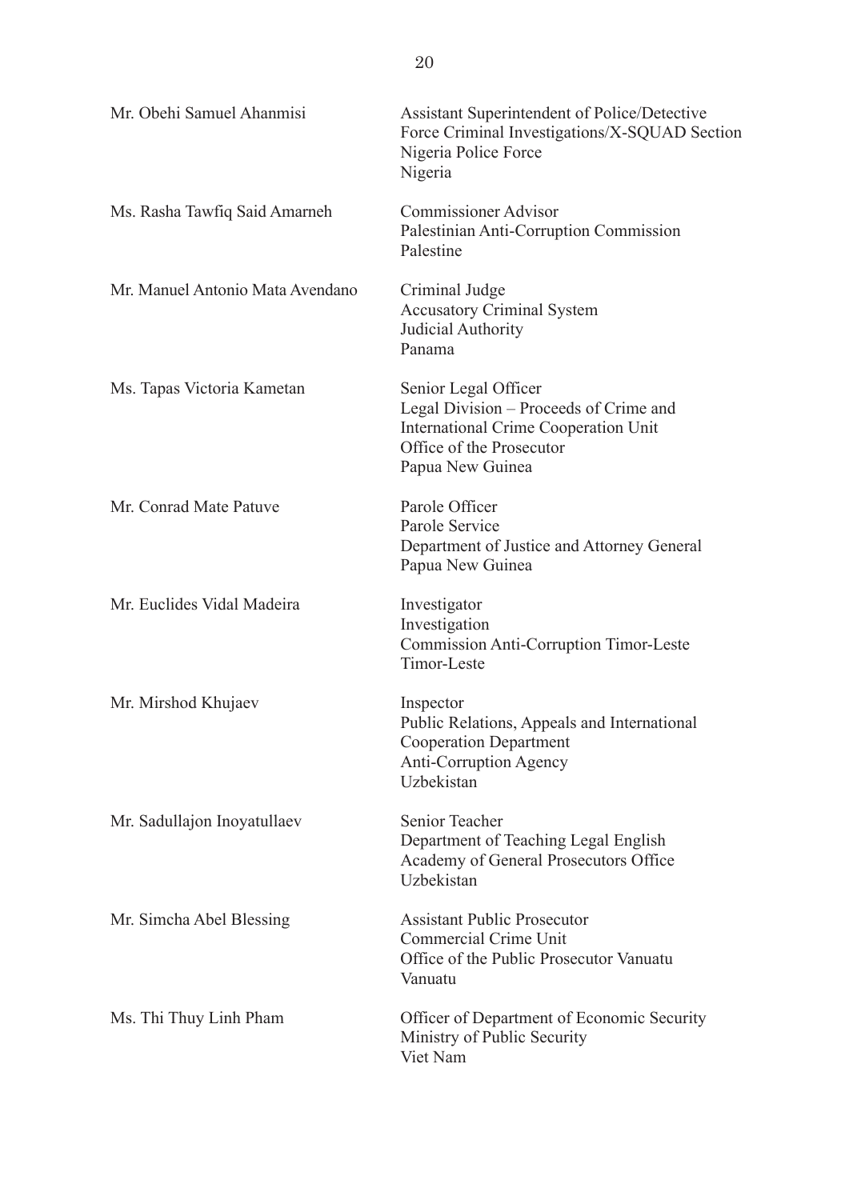| | |
|---|---|
| Mr. Obehi Samuel Ahanmisi | Assistant Superintendent of Police/Detective<br>Force Criminal Investigations/X-SQUAD Section<br>Nigeria Police Force<br>Nigeria |
| Ms. Rasha Tawfiq Said Amarneh | Commissioner Advisor<br>Palestinian Anti-Corruption Commission<br>Palestine |
| Mr. Manuel Antonio Mata Avendano | Criminal Judge<br>Accusatory Criminal System<br>Judicial Authority<br>Panama |
| Ms. Tapas Victoria Kametan | Senior Legal Officer<br>Legal Division – Proceeds of Crime and<br>International Crime Cooperation Unit<br>Office of the Prosecutor<br>Papua New Guinea |
| Mr. Conrad Mate Patuve | Parole Officer<br>Parole Service<br>Department of Justice and Attorney General<br>Papua New Guinea |
| Mr. Euclides Vidal Madeira | Investigator<br>Investigation<br>Commission Anti-Corruption Timor-Leste<br>Timor-Leste |
| Mr. Mirshod Khujaev | Inspector<br>Public Relations, Appeals and International<br>Cooperation Department<br>Anti-Corruption Agency<br>Uzbekistan |
| Mr. Sadullajon Inoyatullaev | Senior Teacher<br>Department of Teaching Legal English<br>Academy of General Prosecutors Office<br>Uzbekistan |
| Mr. Simcha Abel Blessing | Assistant Public Prosecutor<br>Commercial Crime Unit<br>Office of the Public Prosecutor Vanuatu<br>Vanuatu |
| Ms. Thi Thuy Linh Pham | Officer of Department of Economic Security<br>Ministry of Public Security<br>Viet Nam |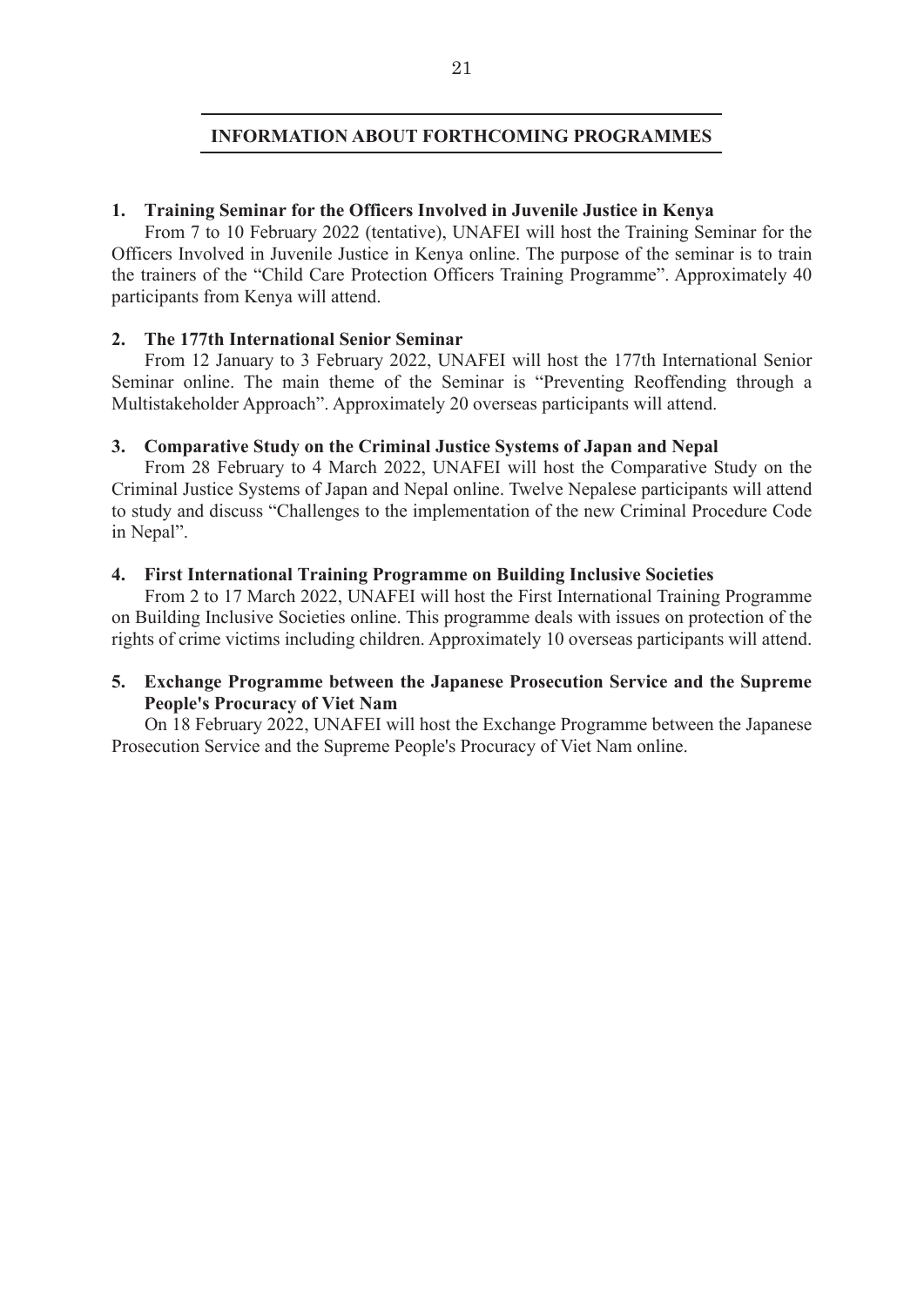## INFORMATION ABOUT FORTHCOMING PROGRAMMES

### 1. Training Seminar for the Officers Involved in Juvenile Justice in Kenya

From 7 to 10 February 2022 (tentative), UNAFEI will host the Training Seminar for the Officers Involved in Juvenile Justice in Kenya online. The purpose of the seminar is to train the trainers of the "Child Care Protection Officers Training Programme". Approximately 40 participants from Kenya will attend.

### 2. The 177th International Senior Seminar

From 12 January to 3 February 2022, UNAFEI will host the 177th International Senior Seminar online. The main theme of the Seminar is "Preventing Reoffending through a Multistakeholder Approach". Approximately 20 overseas participants will attend.

### 3. Comparative Study on the Criminal Justice Systems of Japan and Nepal

From 28 February to 4 March 2022, UNAFEI will host the Comparative Study on the Criminal Justice Systems of Japan and Nepal online. Twelve Nepalese participants will attend to study and discuss "Challenges to the implementation of the new Criminal Procedure Code in Nepal".

### 4. First International Training Programme on Building Inclusive Societies

From 2 to 17 March 2022, UNAFEI will host the First International Training Programme on Building Inclusive Societies online. This programme deals with issues on protection of the rights of crime victims including children. Approximately 10 overseas participants will attend.

### 5. Exchange Programme between the Japanese Prosecution Service and the Supreme People's Procuracy of Viet Nam

On 18 February 2022, UNAFEI will host the Exchange Programme between the Japanese Prosecution Service and the Supreme People's Procuracy of Viet Nam online.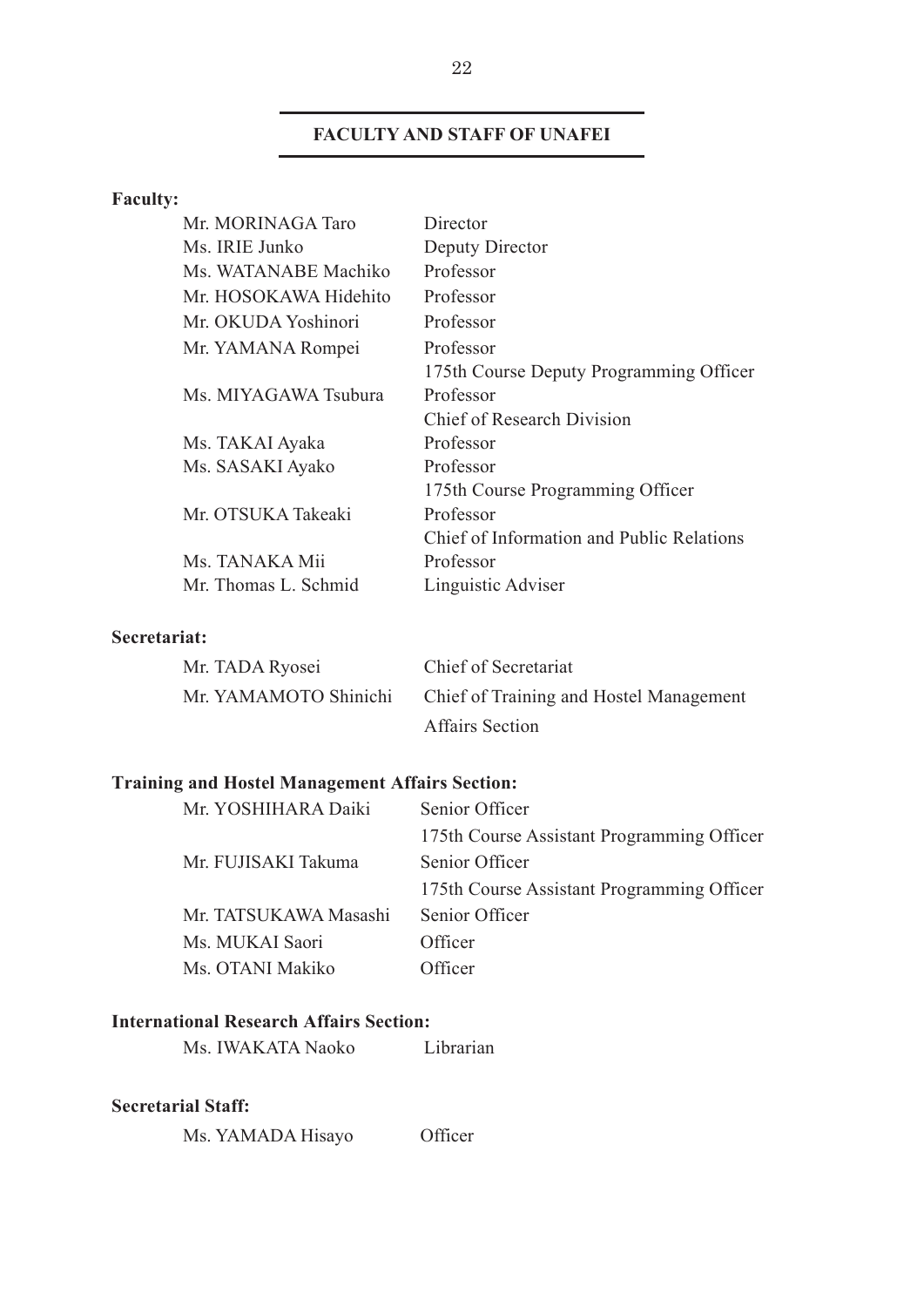## FACULTY AND STAFF OF UNAFEI

**Faculty:**

| | |
|---|---|
| Mr. MORINAGA Taro | Director |
| Ms. IRIE Junko | Deputy Director |
| Ms. WATANABE Machiko | Professor |
| Mr. HOSOKAWA Hidehito | Professor |
| Mr. OKUDA Yoshinori | Professor |
| Mr. YAMANA Rompei | Professor<br>175th Course Deputy Programming Officer |
| Ms. MIYAGAWA Tsubura | Professor<br>Chief of Research Division |
| Ms. TAKAI Ayaka | Professor |
| Ms. SASAKI Ayako | Professor<br>175th Course Programming Officer |
| Mr. OTSUKA Takeaki | Professor<br>Chief of Information and Public Relations |
| Ms. TANAKA Mii | Professor |
| Mr. Thomas L. Schmid | Linguistic Adviser |

**Secretariat:**

| | |
|---|---|
| Mr. TADA Ryosei | Chief of Secretariat |
| Mr. YAMAMOTO Shinichi | Chief of Training and Hostel Management Affairs Section |

**Training and Hostel Management Affairs Section:**

| | |
|---|---|
| Mr. YOSHIHARA Daiki | Senior Officer<br>175th Course Assistant Programming Officer |
| Mr. FUJISAKI Takuma | Senior Officer<br>175th Course Assistant Programming Officer |
| Mr. TATSUKAWA Masashi | Senior Officer |
| Ms. MUKAI Saori | Officer |
| Ms. OTANI Makiko | Officer |

**International Research Affairs Section:**

| | |
|---|---|
| Ms. IWAKATA Naoko | Librarian |

**Secretarial Staff:**

| | |
|---|---|
| Ms. YAMADA Hisayo | Officer |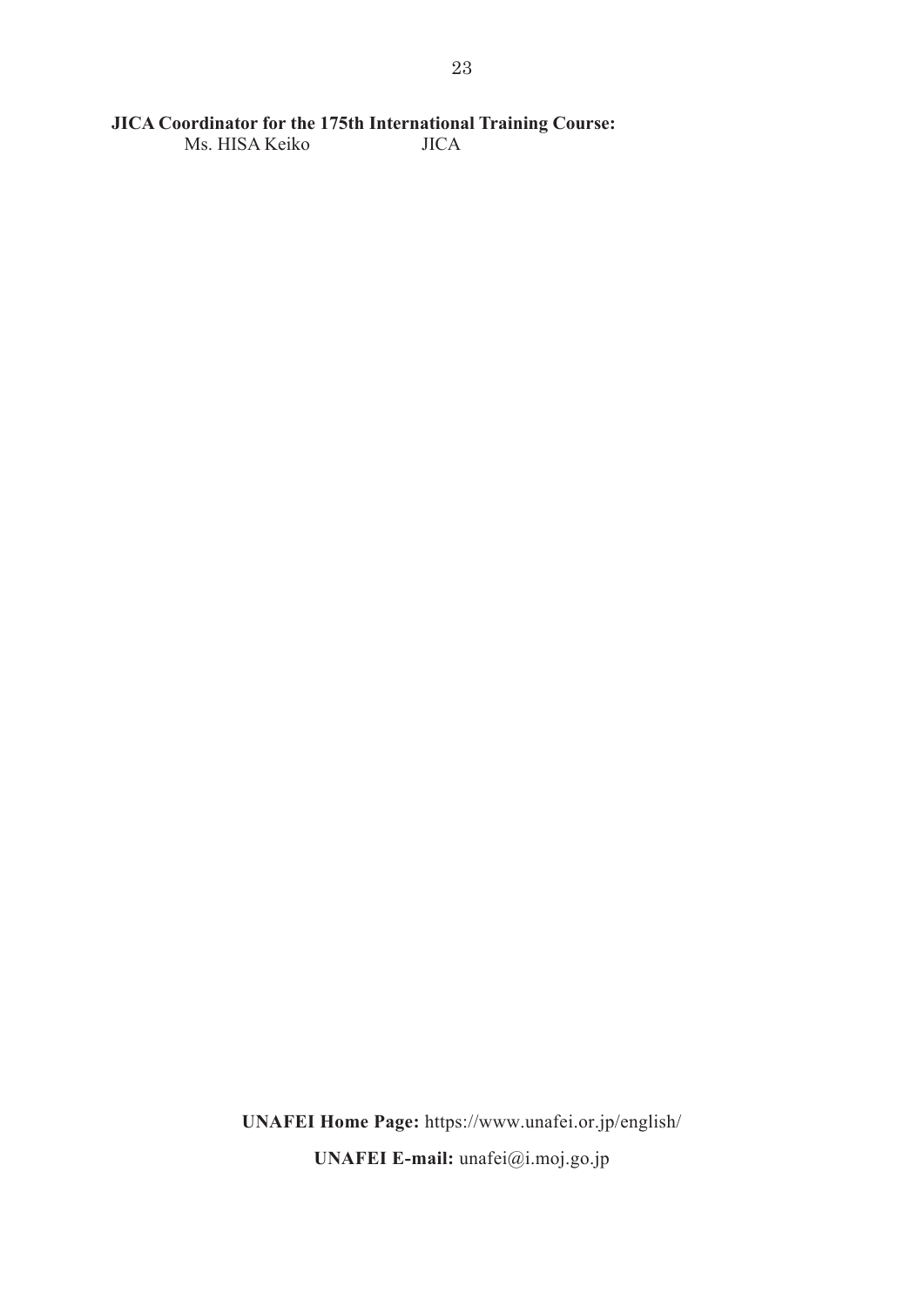**JICA Coordinator for the 175th International Training Course:**

| | |
|---|---|
| Ms. HISA Keiko | JICA |

**UNAFEI Home Page:** https://www.unafei.or.jp/english/

**UNAFEI E-mail:** unafei@i.moj.go.jp